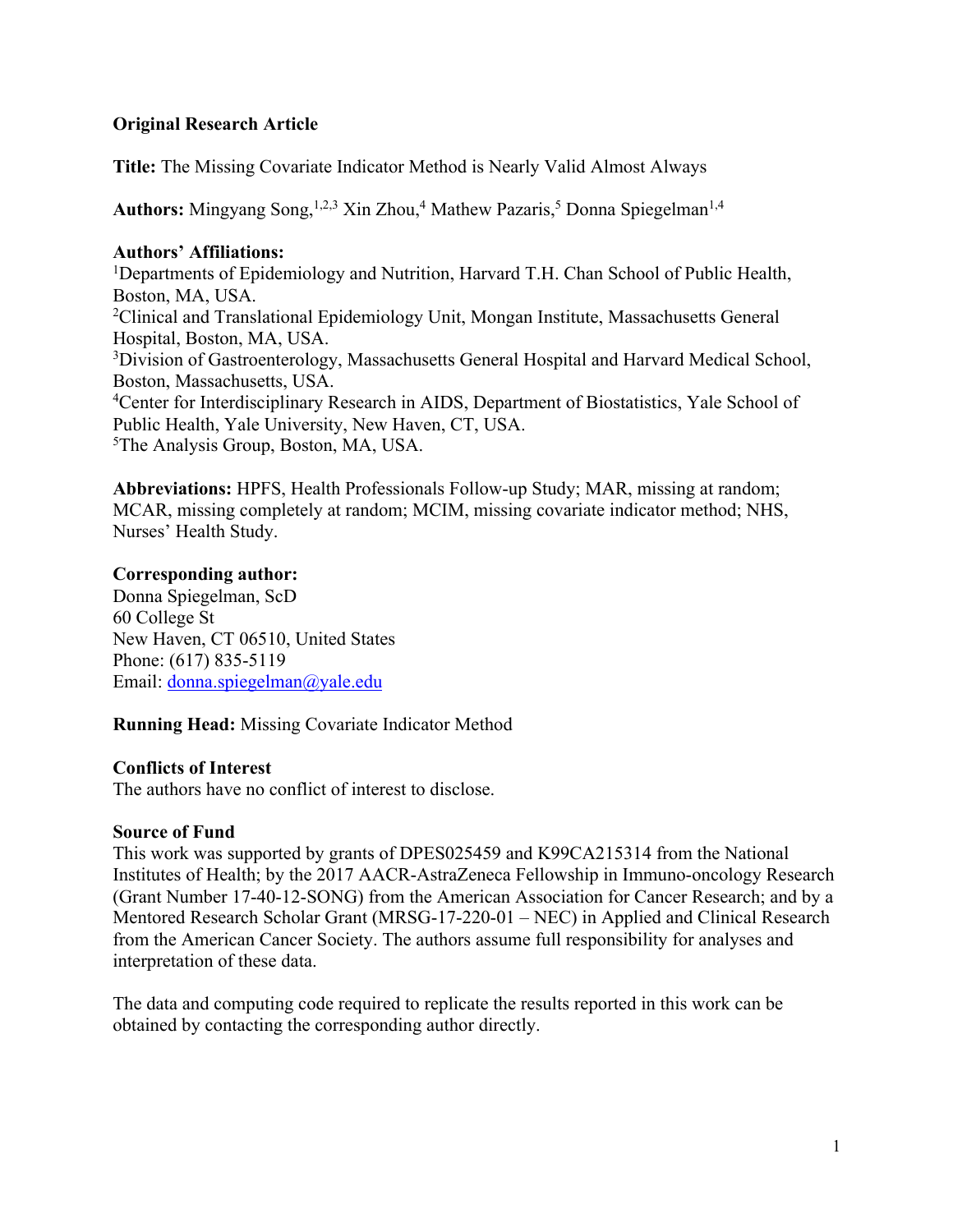**Original Research Article**

**Title:** The Missing Covariate Indicator Method is Nearly Valid Almost Always

**Authors:** Mingyang Song,[1,2,3] Xin Zhou,[4] Mathew Pazaris,[5] Donna Spiegelman[1,4]

**Authors' Affiliations:**

[1]Departments of Epidemiology and Nutrition, Harvard T.H. Chan School of Public Health, Boston, MA, USA.

[2]Clinical and Translational Epidemiology Unit, Mongan Institute, Massachusetts General Hospital, Boston, MA, USA.

[3]Division of Gastroenterology, Massachusetts General Hospital and Harvard Medical School, Boston, Massachusetts, USA.

[4]Center for Interdisciplinary Research in AIDS, Department of Biostatistics, Yale School of Public Health, Yale University, New Haven, CT, USA.

[5]The Analysis Group, Boston, MA, USA.

**Abbreviations:** HPFS, Health Professionals Follow-up Study; MAR, missing at random; MCAR, missing completely at random; MCIM, missing covariate indicator method; NHS, Nurses' Health Study.

**Corresponding author:**
Donna Spiegelman, ScD
60 College St
New Haven, CT 06510, United States
Phone: (617) 835-5119
Email: donna.spiegelman@yale.edu

**Running Head:** Missing Covariate Indicator Method

**Conflicts of Interest**

The authors have no conflict of interest to disclose.

**Source of Fund**

This work was supported by grants of DPES025459 and K99CA215314 from the National Institutes of Health; by the 2017 AACR-AstraZeneca Fellowship in Immuno-oncology Research (Grant Number 17-40-12-SONG) from the American Association for Cancer Research; and by a Mentored Research Scholar Grant (MRSG-17-220-01 – NEC) in Applied and Clinical Research from the American Cancer Society. The authors assume full responsibility for analyses and interpretation of these data.

The data and computing code required to replicate the results reported in this work can be obtained by contacting the corresponding author directly.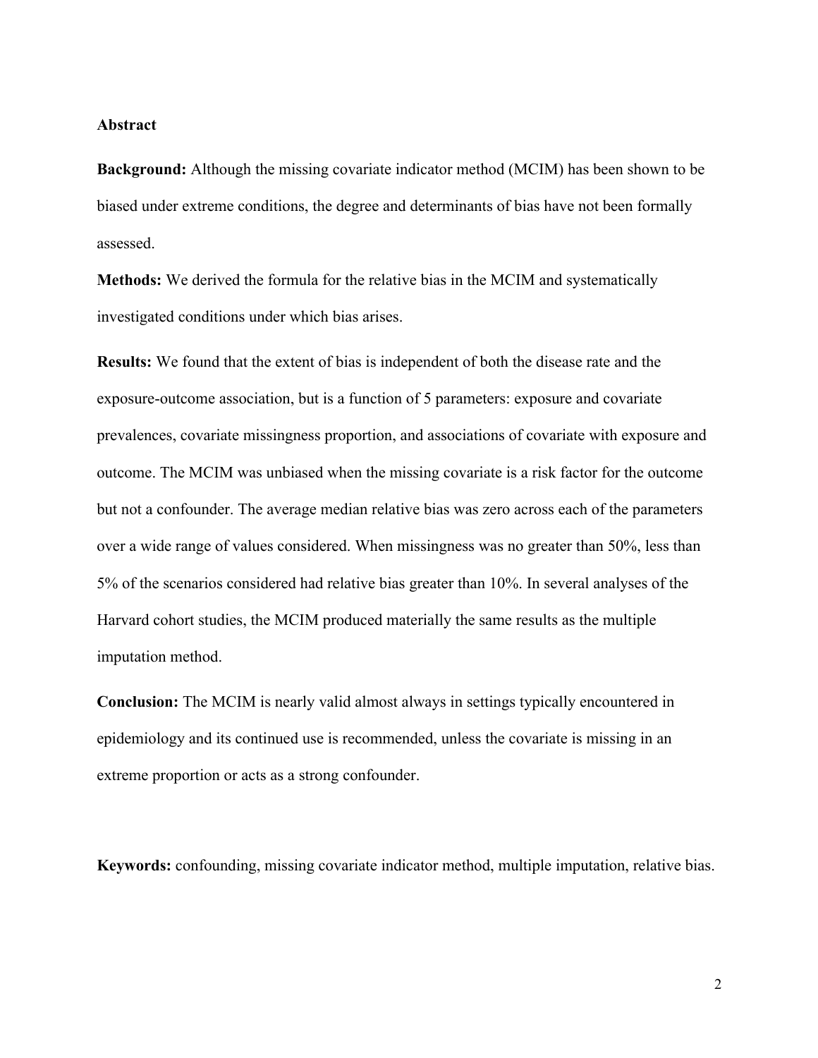## Abstract

**Background:** Although the missing covariate indicator method (MCIM) has been shown to be biased under extreme conditions, the degree and determinants of bias have not been formally assessed.

**Methods:** We derived the formula for the relative bias in the MCIM and systematically investigated conditions under which bias arises.

**Results:** We found that the extent of bias is independent of both the disease rate and the exposure-outcome association, but is a function of 5 parameters: exposure and covariate prevalences, covariate missingness proportion, and associations of covariate with exposure and outcome. The MCIM was unbiased when the missing covariate is a risk factor for the outcome but not a confounder. The average median relative bias was zero across each of the parameters over a wide range of values considered. When missingness was no greater than 50%, less than 5% of the scenarios considered had relative bias greater than 10%. In several analyses of the Harvard cohort studies, the MCIM produced materially the same results as the multiple imputation method.

**Conclusion:** The MCIM is nearly valid almost always in settings typically encountered in epidemiology and its continued use is recommended, unless the covariate is missing in an extreme proportion or acts as a strong confounder.

**Keywords:** confounding, missing covariate indicator method, multiple imputation, relative bias.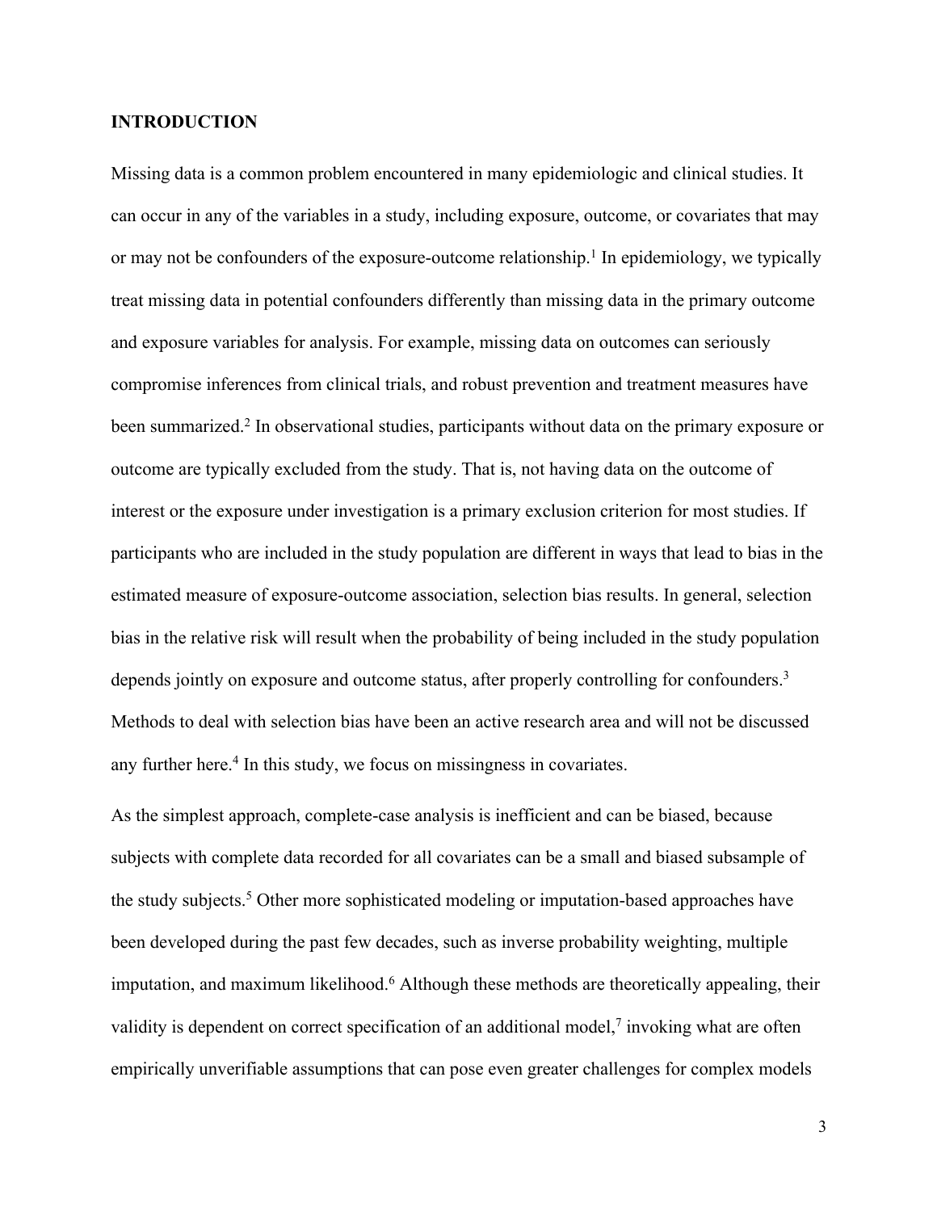## INTRODUCTION

Missing data is a common problem encountered in many epidemiologic and clinical studies. It can occur in any of the variables in a study, including exposure, outcome, or covariates that may or may not be confounders of the exposure-outcome relationship.[1] In epidemiology, we typically treat missing data in potential confounders differently than missing data in the primary outcome and exposure variables for analysis. For example, missing data on outcomes can seriously compromise inferences from clinical trials, and robust prevention and treatment measures have been summarized.[2] In observational studies, participants without data on the primary exposure or outcome are typically excluded from the study. That is, not having data on the outcome of interest or the exposure under investigation is a primary exclusion criterion for most studies. If participants who are included in the study population are different in ways that lead to bias in the estimated measure of exposure-outcome association, selection bias results. In general, selection bias in the relative risk will result when the probability of being included in the study population depends jointly on exposure and outcome status, after properly controlling for confounders.[3] Methods to deal with selection bias have been an active research area and will not be discussed any further here.[4] In this study, we focus on missingness in covariates.

As the simplest approach, complete-case analysis is inefficient and can be biased, because subjects with complete data recorded for all covariates can be a small and biased subsample of the study subjects.[5] Other more sophisticated modeling or imputation-based approaches have been developed during the past few decades, such as inverse probability weighting, multiple imputation, and maximum likelihood.[6] Although these methods are theoretically appealing, their validity is dependent on correct specification of an additional model,[7] invoking what are often empirically unverifiable assumptions that can pose even greater challenges for complex models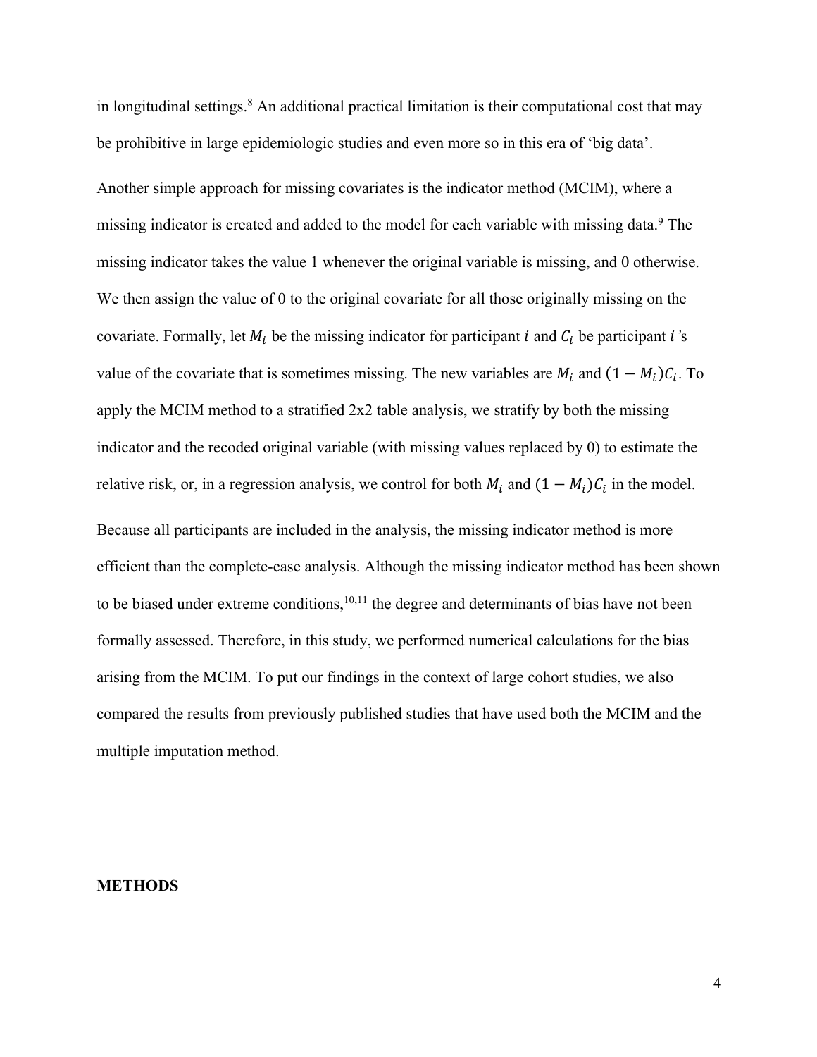in longitudinal settings.[8] An additional practical limitation is their computational cost that may be prohibitive in large epidemiologic studies and even more so in this era of 'big data'.

Another simple approach for missing covariates is the indicator method (MCIM), where a missing indicator is created and added to the model for each variable with missing data.[9] The missing indicator takes the value 1 whenever the original variable is missing, and 0 otherwise. We then assign the value of 0 to the original covariate for all those originally missing on the covariate. Formally, let $M_i$ be the missing indicator for participant $i$ and $C_i$ be participant $i$'s value of the covariate that is sometimes missing. The new variables are $M_i$ and $(1 - M_i)C_i$. To apply the MCIM method to a stratified 2x2 table analysis, we stratify by both the missing indicator and the recoded original variable (with missing values replaced by 0) to estimate the relative risk, or, in a regression analysis, we control for both $M_i$ and $(1 - M_i)C_i$ in the model.

Because all participants are included in the analysis, the missing indicator method is more efficient than the complete-case analysis. Although the missing indicator method has been shown to be biased under extreme conditions,[10,11] the degree and determinants of bias have not been formally assessed. Therefore, in this study, we performed numerical calculations for the bias arising from the MCIM. To put our findings in the context of large cohort studies, we also compared the results from previously published studies that have used both the MCIM and the multiple imputation method.

## METHODS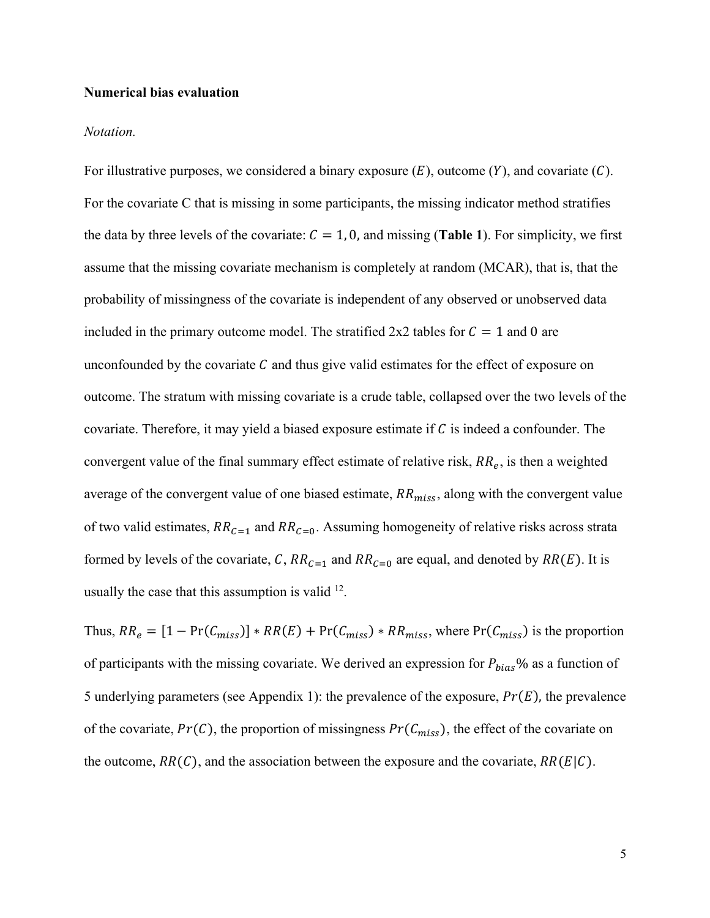**Numerical bias evaluation**

*Notation.*

For illustrative purposes, we considered a binary exposure ($E$), outcome ($Y$), and covariate ($C$). For the covariate C that is missing in some participants, the missing indicator method stratifies the data by three levels of the covariate: $C = 1, 0$, and missing (**Table 1**). For simplicity, we first assume that the missing covariate mechanism is completely at random (MCAR), that is, that the probability of missingness of the covariate is independent of any observed or unobserved data included in the primary outcome model. The stratified 2x2 tables for $C = 1$ and $0$ are unconfounded by the covariate $C$ and thus give valid estimates for the effect of exposure on outcome. The stratum with missing covariate is a crude table, collapsed over the two levels of the covariate. Therefore, it may yield a biased exposure estimate if $C$ is indeed a confounder. The convergent value of the final summary effect estimate of relative risk, $RR_e$, is then a weighted average of the convergent value of one biased estimate, $RR_{miss}$, along with the convergent value of two valid estimates, $RR_{C=1}$ and $RR_{C=0}$. Assuming homogeneity of relative risks across strata formed by levels of the covariate, $C$, $RR_{C=1}$ and $RR_{C=0}$ are equal, and denoted by $RR(E)$. It is usually the case that this assumption is valid [12].

Thus, $RR_e = [1 - \Pr(C_{miss})] * RR(E) + \Pr(C_{miss}) * RR_{miss}$, where $\Pr(C_{miss})$ is the proportion of participants with the missing covariate. We derived an expression for $P_{bias}\%$ as a function of 5 underlying parameters (see Appendix 1): the prevalence of the exposure, $Pr(E)$, the prevalence of the covariate, $Pr(C)$, the proportion of missingness $Pr(C_{miss})$, the effect of the covariate on the outcome, $RR(C)$, and the association between the exposure and the covariate, $RR(E|C)$.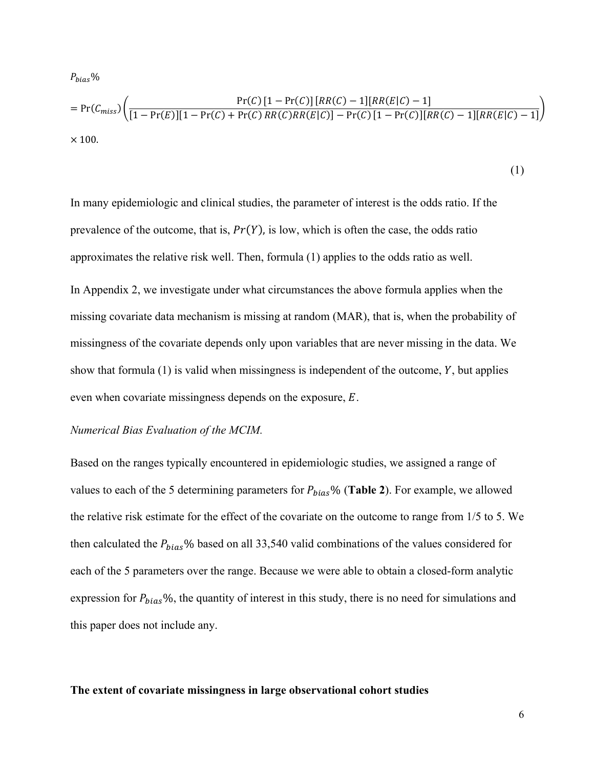$$P_{bias}\% = \Pr(C_{miss})\left(\frac{\Pr(C)\,[1-\Pr(C)]\,[RR(C)-1][RR(E|C)-1]}{[1-\Pr(E)][1-\Pr(C)+\Pr(C)\,RR(C)RR(E|C)]-\Pr(C)\,[1-\Pr(C)][RR(C)-1][RR(E|C)-1]}\right) \times 100. \quad (1)$$

In many epidemiologic and clinical studies, the parameter of interest is the odds ratio. If the prevalence of the outcome, that is, $Pr(Y)$, is low, which is often the case, the odds ratio approximates the relative risk well. Then, formula (1) applies to the odds ratio as well.

In Appendix 2, we investigate under what circumstances the above formula applies when the missing covariate data mechanism is missing at random (MAR), that is, when the probability of missingness of the covariate depends only upon variables that are never missing in the data. We show that formula (1) is valid when missingness is independent of the outcome, $Y$, but applies even when covariate missingness depends on the exposure, $E$.

*Numerical Bias Evaluation of the MCIM.*

Based on the ranges typically encountered in epidemiologic studies, we assigned a range of values to each of the 5 determining parameters for $P_{bias}\%$ (**Table 2**). For example, we allowed the relative risk estimate for the effect of the covariate on the outcome to range from 1/5 to 5. We then calculated the $P_{bias}\%$ based on all 33,540 valid combinations of the values considered for each of the 5 parameters over the range. Because we were able to obtain a closed-form analytic expression for $P_{bias}\%$, the quantity of interest in this study, there is no need for simulations and this paper does not include any.

**The extent of covariate missingness in large observational cohort studies**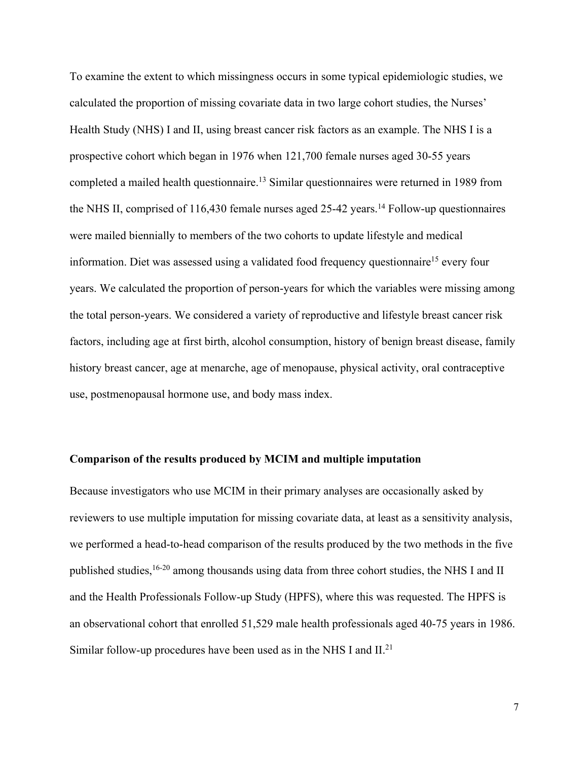To examine the extent to which missingness occurs in some typical epidemiologic studies, we calculated the proportion of missing covariate data in two large cohort studies, the Nurses' Health Study (NHS) I and II, using breast cancer risk factors as an example. The NHS I is a prospective cohort which began in 1976 when 121,700 female nurses aged 30-55 years completed a mailed health questionnaire.[13] Similar questionnaires were returned in 1989 from the NHS II, comprised of 116,430 female nurses aged 25-42 years.[14] Follow-up questionnaires were mailed biennially to members of the two cohorts to update lifestyle and medical information. Diet was assessed using a validated food frequency questionnaire[15] every four years. We calculated the proportion of person-years for which the variables were missing among the total person-years. We considered a variety of reproductive and lifestyle breast cancer risk factors, including age at first birth, alcohol consumption, history of benign breast disease, family history breast cancer, age at menarche, age of menopause, physical activity, oral contraceptive use, postmenopausal hormone use, and body mass index.

### Comparison of the results produced by MCIM and multiple imputation

Because investigators who use MCIM in their primary analyses are occasionally asked by reviewers to use multiple imputation for missing covariate data, at least as a sensitivity analysis, we performed a head-to-head comparison of the results produced by the two methods in the five published studies,[16-20] among thousands using data from three cohort studies, the NHS I and II and the Health Professionals Follow-up Study (HPFS), where this was requested. The HPFS is an observational cohort that enrolled 51,529 male health professionals aged 40-75 years in 1986. Similar follow-up procedures have been used as in the NHS I and II.[21]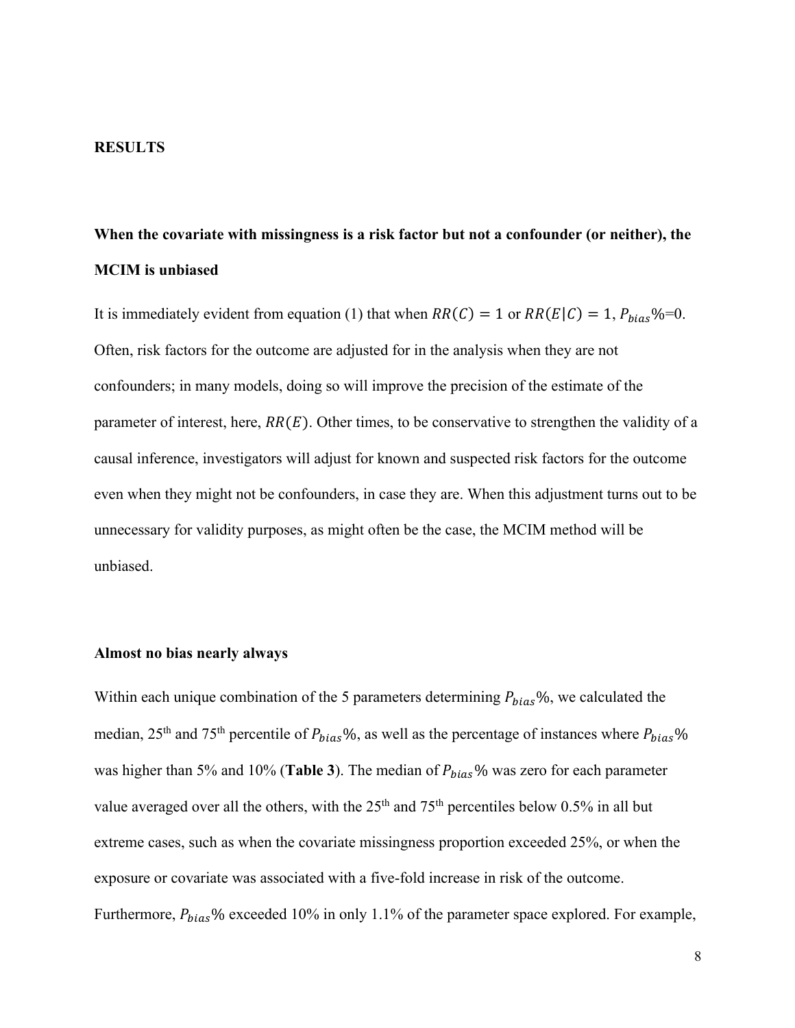## RESULTS

### When the covariate with missingness is a risk factor but not a confounder (or neither), the MCIM is unbiased

It is immediately evident from equation (1) that when $RR(C) = 1$ or $RR(E|C) = 1$, $P_{bias}$%=0. Often, risk factors for the outcome are adjusted for in the analysis when they are not confounders; in many models, doing so will improve the precision of the estimate of the parameter of interest, here, $RR(E)$. Other times, to be conservative to strengthen the validity of a causal inference, investigators will adjust for known and suspected risk factors for the outcome even when they might not be confounders, in case they are. When this adjustment turns out to be unnecessary for validity purposes, as might often be the case, the MCIM method will be unbiased.

### Almost no bias nearly always

Within each unique combination of the 5 parameters determining $P_{bias}$%, we calculated the median, 25th and 75th percentile of $P_{bias}$%, as well as the percentage of instances where $P_{bias}$% was higher than 5% and 10% (**Table 3**). The median of $P_{bias}$% was zero for each parameter value averaged over all the others, with the 25th and 75th percentiles below 0.5% in all but extreme cases, such as when the covariate missingness proportion exceeded 25%, or when the exposure or covariate was associated with a five-fold increase in risk of the outcome. Furthermore, $P_{bias}$% exceeded 10% in only 1.1% of the parameter space explored. For example,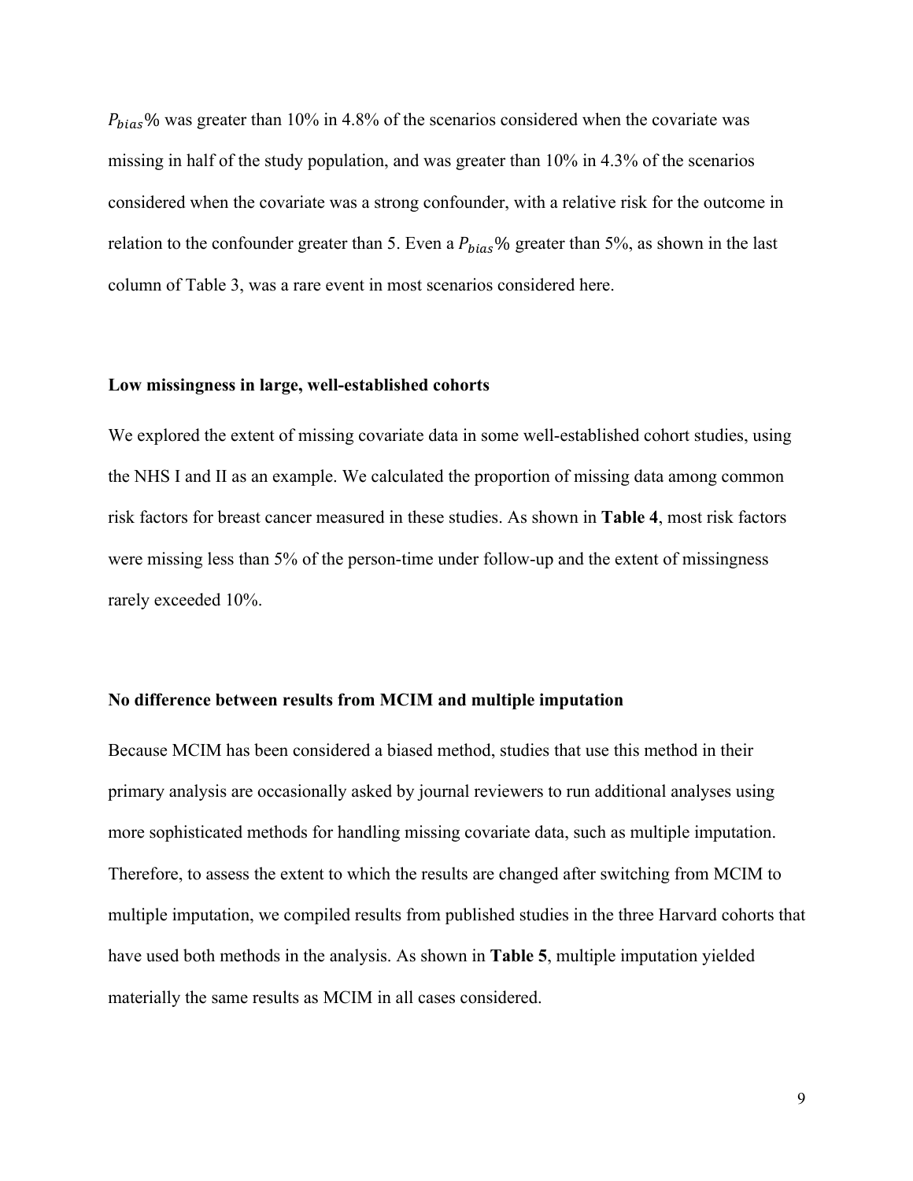$P_{bias}$% was greater than 10% in 4.8% of the scenarios considered when the covariate was missing in half of the study population, and was greater than 10% in 4.3% of the scenarios considered when the covariate was a strong confounder, with a relative risk for the outcome in relation to the confounder greater than 5. Even a $P_{bias}$% greater than 5%, as shown in the last column of Table 3, was a rare event in most scenarios considered here.

**Low missingness in large, well-established cohorts**

We explored the extent of missing covariate data in some well-established cohort studies, using the NHS I and II as an example. We calculated the proportion of missing data among common risk factors for breast cancer measured in these studies. As shown in **Table 4**, most risk factors were missing less than 5% of the person-time under follow-up and the extent of missingness rarely exceeded 10%.

**No difference between results from MCIM and multiple imputation**

Because MCIM has been considered a biased method, studies that use this method in their primary analysis are occasionally asked by journal reviewers to run additional analyses using more sophisticated methods for handling missing covariate data, such as multiple imputation. Therefore, to assess the extent to which the results are changed after switching from MCIM to multiple imputation, we compiled results from published studies in the three Harvard cohorts that have used both methods in the analysis. As shown in **Table 5**, multiple imputation yielded materially the same results as MCIM in all cases considered.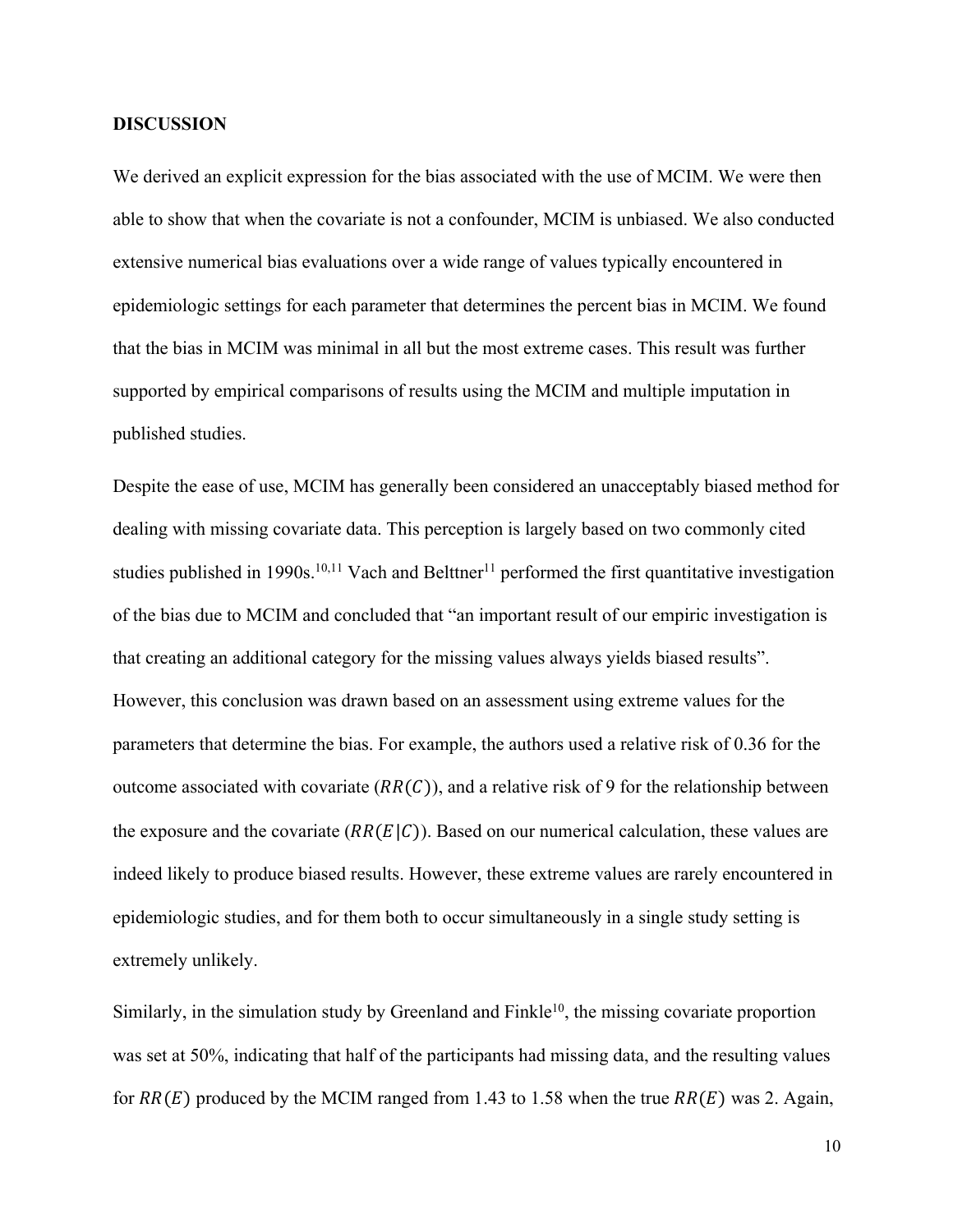## DISCUSSION

We derived an explicit expression for the bias associated with the use of MCIM. We were then able to show that when the covariate is not a confounder, MCIM is unbiased. We also conducted extensive numerical bias evaluations over a wide range of values typically encountered in epidemiologic settings for each parameter that determines the percent bias in MCIM. We found that the bias in MCIM was minimal in all but the most extreme cases. This result was further supported by empirical comparisons of results using the MCIM and multiple imputation in published studies.

Despite the ease of use, MCIM has generally been considered an unacceptably biased method for dealing with missing covariate data. This perception is largely based on two commonly cited studies published in 1990s.[10,11] Vach and Belttner[11] performed the first quantitative investigation of the bias due to MCIM and concluded that "an important result of our empiric investigation is that creating an additional category for the missing values always yields biased results". However, this conclusion was drawn based on an assessment using extreme values for the parameters that determine the bias. For example, the authors used a relative risk of 0.36 for the outcome associated with covariate ($RR(C)$), and a relative risk of 9 for the relationship between the exposure and the covariate ($RR(E|C)$). Based on our numerical calculation, these values are indeed likely to produce biased results. However, these extreme values are rarely encountered in epidemiologic studies, and for them both to occur simultaneously in a single study setting is extremely unlikely.

Similarly, in the simulation study by Greenland and Finkle[10], the missing covariate proportion was set at 50%, indicating that half of the participants had missing data, and the resulting values for $RR(E)$ produced by the MCIM ranged from 1.43 to 1.58 when the true $RR(E)$ was 2. Again,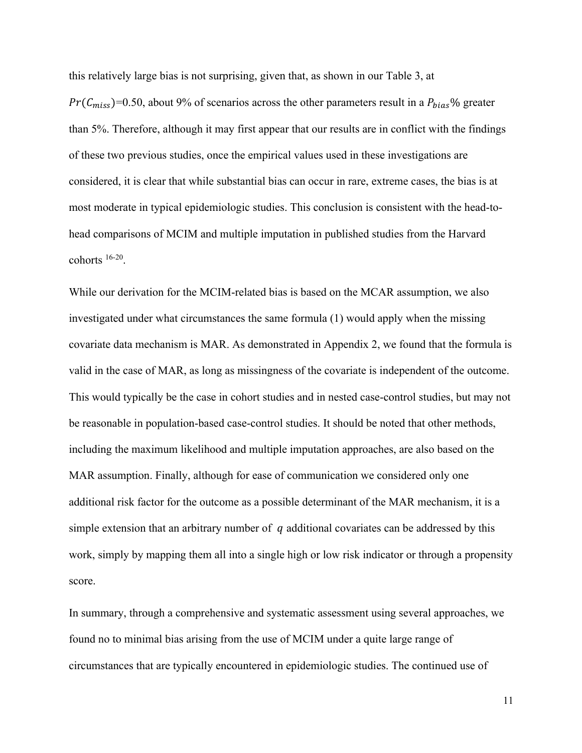this relatively large bias is not surprising, given that, as shown in our Table 3, at $Pr(C_{miss})$=0.50, about 9% of scenarios across the other parameters result in a $P_{bias}$% greater than 5%. Therefore, although it may first appear that our results are in conflict with the findings of these two previous studies, once the empirical values used in these investigations are considered, it is clear that while substantial bias can occur in rare, extreme cases, the bias is at most moderate in typical epidemiologic studies. This conclusion is consistent with the head-to-head comparisons of MCIM and multiple imputation in published studies from the Harvard cohorts [16-20].

While our derivation for the MCIM-related bias is based on the MCAR assumption, we also investigated under what circumstances the same formula (1) would apply when the missing covariate data mechanism is MAR. As demonstrated in Appendix 2, we found that the formula is valid in the case of MAR, as long as missingness of the covariate is independent of the outcome. This would typically be the case in cohort studies and in nested case-control studies, but may not be reasonable in population-based case-control studies. It should be noted that other methods, including the maximum likelihood and multiple imputation approaches, are also based on the MAR assumption. Finally, although for ease of communication we considered only one additional risk factor for the outcome as a possible determinant of the MAR mechanism, it is a simple extension that an arbitrary number of $q$ additional covariates can be addressed by this work, simply by mapping them all into a single high or low risk indicator or through a propensity score.

In summary, through a comprehensive and systematic assessment using several approaches, we found no to minimal bias arising from the use of MCIM under a quite large range of circumstances that are typically encountered in epidemiologic studies. The continued use of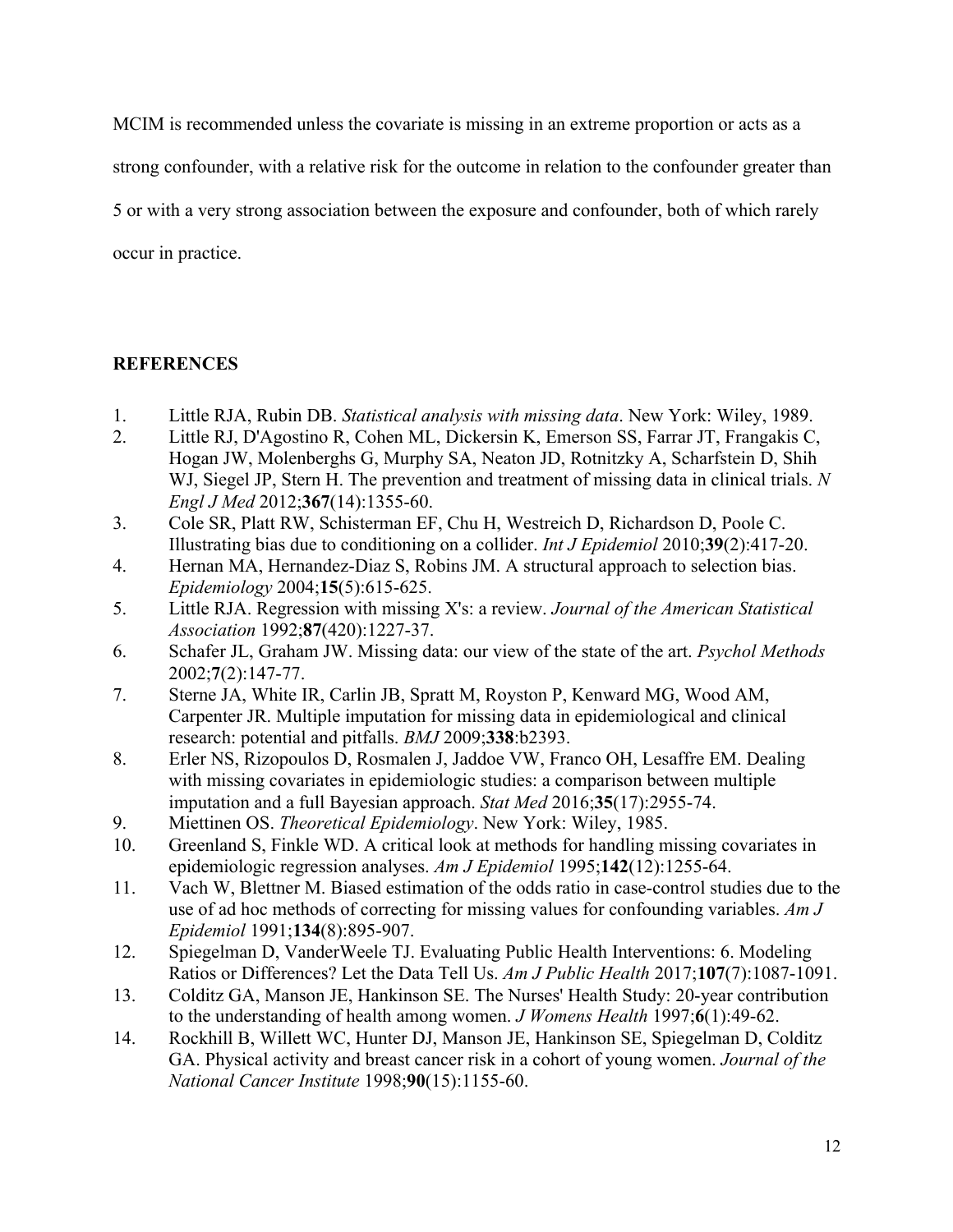MCIM is recommended unless the covariate is missing in an extreme proportion or acts as a strong confounder, with a relative risk for the outcome in relation to the confounder greater than 5 or with a very strong association between the exposure and confounder, both of which rarely occur in practice.

## REFERENCES

1. Little RJA, Rubin DB. *Statistical analysis with missing data*. New York: Wiley, 1989.
2. Little RJ, D'Agostino R, Cohen ML, Dickersin K, Emerson SS, Farrar JT, Frangakis C, Hogan JW, Molenberghs G, Murphy SA, Neaton JD, Rotnitzky A, Scharfstein D, Shih WJ, Siegel JP, Stern H. The prevention and treatment of missing data in clinical trials. *N Engl J Med* 2012;**367**(14):1355-60.
3. Cole SR, Platt RW, Schisterman EF, Chu H, Westreich D, Richardson D, Poole C. Illustrating bias due to conditioning on a collider. *Int J Epidemiol* 2010;**39**(2):417-20.
4. Hernan MA, Hernandez-Diaz S, Robins JM. A structural approach to selection bias. *Epidemiology* 2004;**15**(5):615-625.
5. Little RJA. Regression with missing X's: a review. *Journal of the American Statistical Association* 1992;**87**(420):1227-37.
6. Schafer JL, Graham JW. Missing data: our view of the state of the art. *Psychol Methods* 2002;**7**(2):147-77.
7. Sterne JA, White IR, Carlin JB, Spratt M, Royston P, Kenward MG, Wood AM, Carpenter JR. Multiple imputation for missing data in epidemiological and clinical research: potential and pitfalls. *BMJ* 2009;**338**:b2393.
8. Erler NS, Rizopoulos D, Rosmalen J, Jaddoe VW, Franco OH, Lesaffre EM. Dealing with missing covariates in epidemiologic studies: a comparison between multiple imputation and a full Bayesian approach. *Stat Med* 2016;**35**(17):2955-74.
9. Miettinen OS. *Theoretical Epidemiology*. New York: Wiley, 1985.
10. Greenland S, Finkle WD. A critical look at methods for handling missing covariates in epidemiologic regression analyses. *Am J Epidemiol* 1995;**142**(12):1255-64.
11. Vach W, Blettner M. Biased estimation of the odds ratio in case-control studies due to the use of ad hoc methods of correcting for missing values for confounding variables. *Am J Epidemiol* 1991;**134**(8):895-907.
12. Spiegelman D, VanderWeele TJ. Evaluating Public Health Interventions: 6. Modeling Ratios or Differences? Let the Data Tell Us. *Am J Public Health* 2017;**107**(7):1087-1091.
13. Colditz GA, Manson JE, Hankinson SE. The Nurses' Health Study: 20-year contribution to the understanding of health among women. *J Womens Health* 1997;**6**(1):49-62.
14. Rockhill B, Willett WC, Hunter DJ, Manson JE, Hankinson SE, Spiegelman D, Colditz GA. Physical activity and breast cancer risk in a cohort of young women. *Journal of the National Cancer Institute* 1998;**90**(15):1155-60.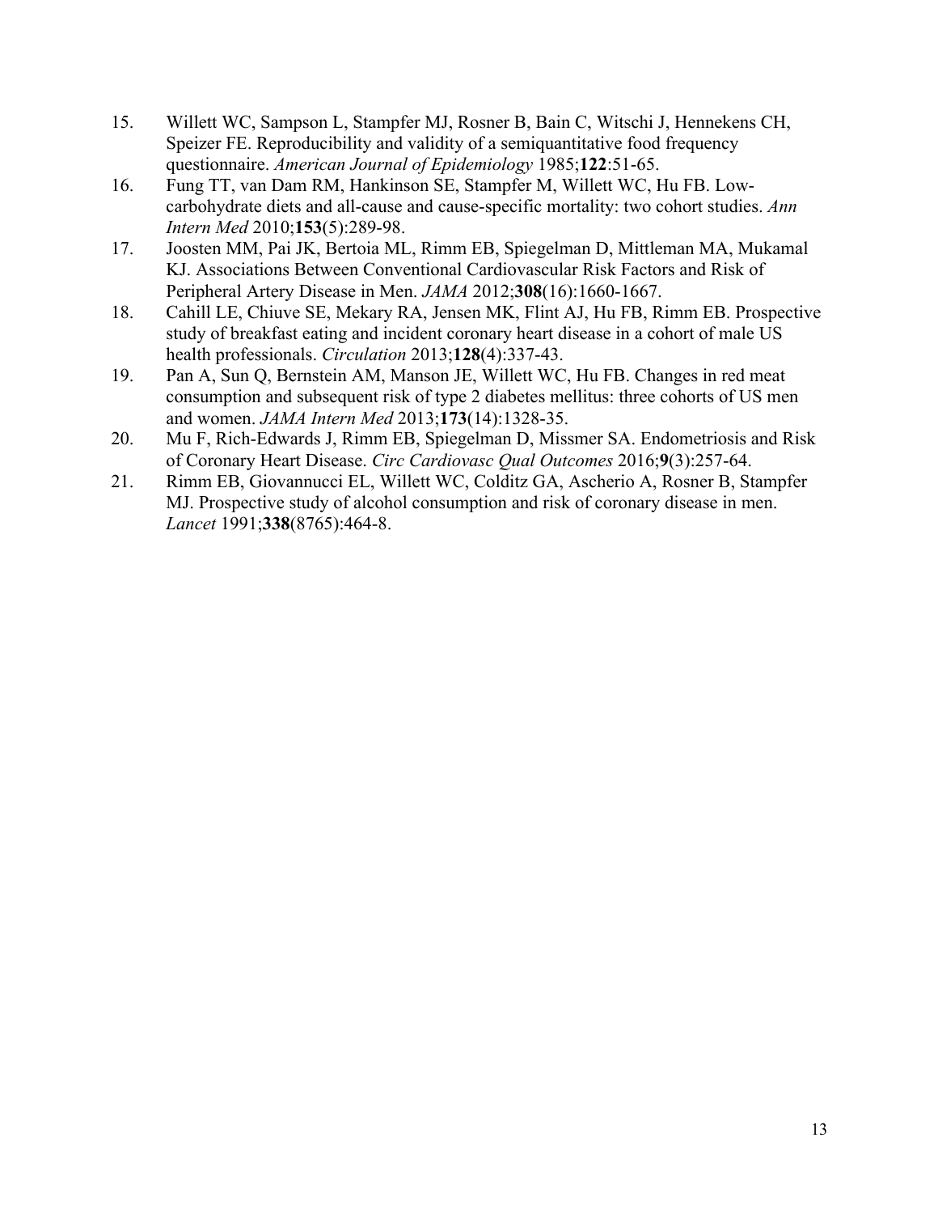15. Willett WC, Sampson L, Stampfer MJ, Rosner B, Bain C, Witschi J, Hennekens CH, Speizer FE. Reproducibility and validity of a semiquantitative food frequency questionnaire. *American Journal of Epidemiology* 1985;**122**:51-65.
16. Fung TT, van Dam RM, Hankinson SE, Stampfer M, Willett WC, Hu FB. Low-carbohydrate diets and all-cause and cause-specific mortality: two cohort studies. *Ann Intern Med* 2010;**153**(5):289-98.
17. Joosten MM, Pai JK, Bertoia ML, Rimm EB, Spiegelman D, Mittleman MA, Mukamal KJ. Associations Between Conventional Cardiovascular Risk Factors and Risk of Peripheral Artery Disease in Men. *JAMA* 2012;**308**(16):1660-1667.
18. Cahill LE, Chiuve SE, Mekary RA, Jensen MK, Flint AJ, Hu FB, Rimm EB. Prospective study of breakfast eating and incident coronary heart disease in a cohort of male US health professionals. *Circulation* 2013;**128**(4):337-43.
19. Pan A, Sun Q, Bernstein AM, Manson JE, Willett WC, Hu FB. Changes in red meat consumption and subsequent risk of type 2 diabetes mellitus: three cohorts of US men and women. *JAMA Intern Med* 2013;**173**(14):1328-35.
20. Mu F, Rich-Edwards J, Rimm EB, Spiegelman D, Missmer SA. Endometriosis and Risk of Coronary Heart Disease. *Circ Cardiovasc Qual Outcomes* 2016;**9**(3):257-64.
21. Rimm EB, Giovannucci EL, Willett WC, Colditz GA, Ascherio A, Rosner B, Stampfer MJ. Prospective study of alcohol consumption and risk of coronary disease in men. *Lancet* 1991;**338**(8765):464-8.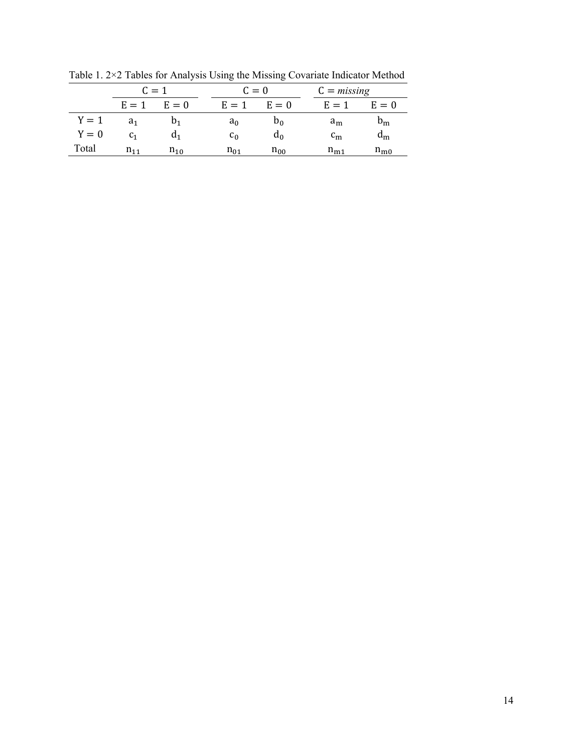Table 1. 2×2 Tables for Analysis Using the Missing Covariate Indicator Method

| | $C = 1$ | | $C = 0$ | | $C = missing$ | |
|---|---|---|---|---|---|---|
| | $E = 1$ | $E = 0$ | $E = 1$ | $E = 0$ | $E = 1$ | $E = 0$ |
| $Y = 1$ | $a_1$ | $b_1$ | $a_0$ | $b_0$ | $a_m$ | $b_m$ |
| $Y = 0$ | $c_1$ | $d_1$ | $c_0$ | $d_0$ | $c_m$ | $d_m$ |
| Total | $n_{11}$ | $n_{10}$ | $n_{01}$ | $n_{00}$ | $n_{m1}$ | $n_{m0}$ |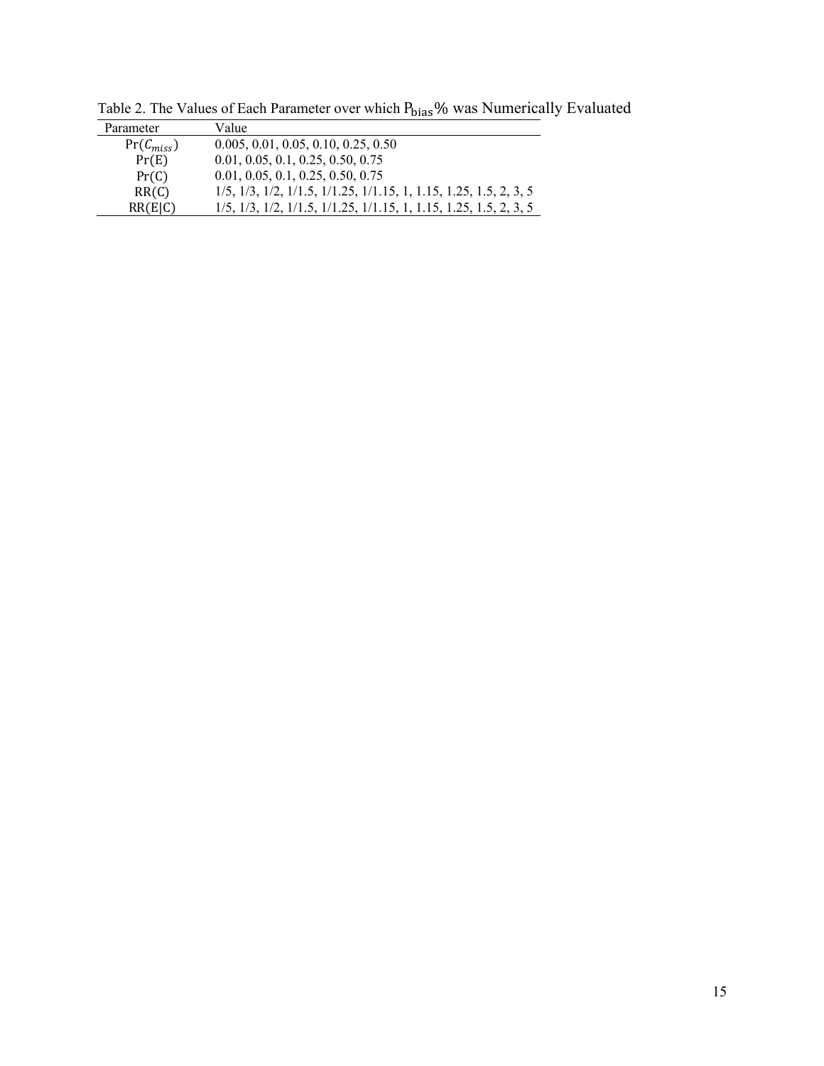Table 2. The Values of Each Parameter over which $P_{bias}\%$ was Numerically Evaluated

| Parameter | Value |
|---|---|
| $\Pr(C_{miss})$ | 0.005, 0.01, 0.05, 0.10, 0.25, 0.50 |
| $\Pr(E)$ | 0.01, 0.05, 0.1, 0.25, 0.50, 0.75 |
| $\Pr(C)$ | 0.01, 0.05, 0.1, 0.25, 0.50, 0.75 |
| $RR(C)$ | 1/5, 1/3, 1/2, 1/1.5, 1/1.25, 1/1.15, 1, 1.15, 1.25, 1.5, 2, 3, 5 |
| $RR(E\|C)$ | 1/5, 1/3, 1/2, 1/1.5, 1/1.25, 1/1.15, 1, 1.15, 1.25, 1.5, 2, 3, 5 |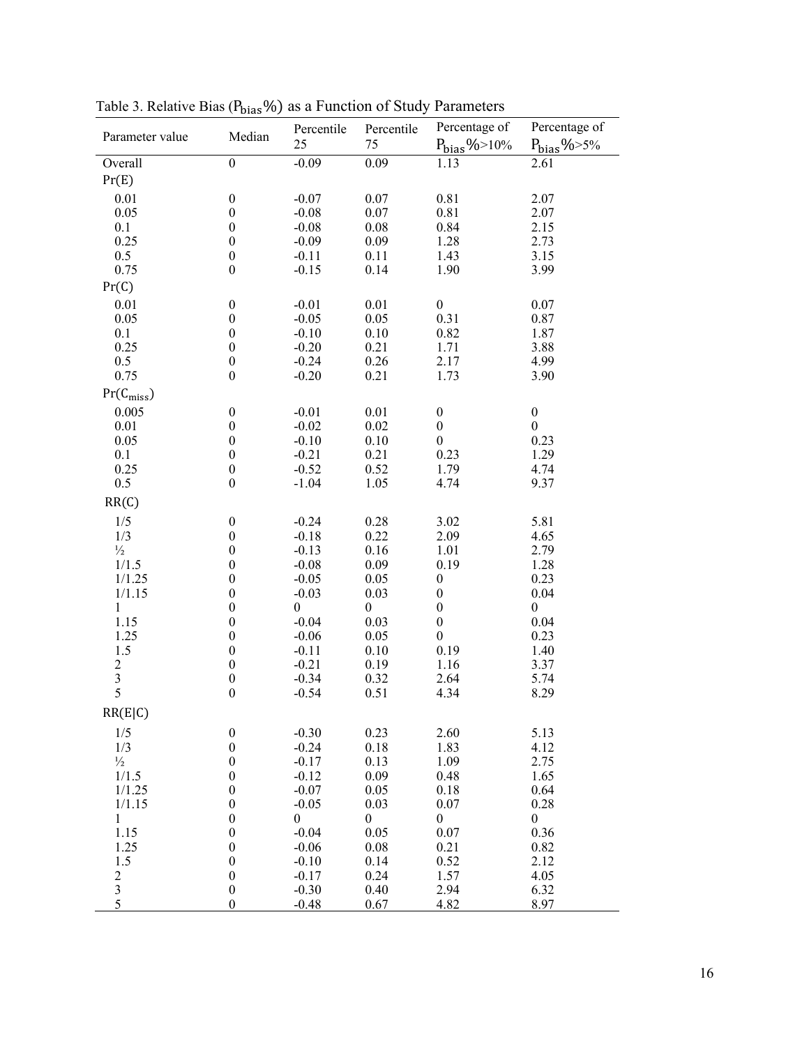Table 3. Relative Bias ($P_{bias}$%) as a Function of Study Parameters

| Parameter value | Median | Percentile 25 | Percentile 75 | Percentage of $P_{bias}$%>10% | Percentage of $P_{bias}$%>5% |
|---|---|---|---|---|---|
| Overall | 0 | -0.09 | 0.09 | 1.13 | 2.61 |
| $Pr(E)$ | | | | | |
| 0.01 | 0 | -0.07 | 0.07 | 0.81 | 2.07 |
| 0.05 | 0 | -0.08 | 0.07 | 0.81 | 2.07 |
| 0.1 | 0 | -0.08 | 0.08 | 0.84 | 2.15 |
| 0.25 | 0 | -0.09 | 0.09 | 1.28 | 2.73 |
| 0.5 | 0 | -0.11 | 0.11 | 1.43 | 3.15 |
| 0.75 | 0 | -0.15 | 0.14 | 1.90 | 3.99 |
| $Pr(C)$ | | | | | |
| 0.01 | 0 | -0.01 | 0.01 | 0 | 0.07 |
| 0.05 | 0 | -0.05 | 0.05 | 0.31 | 0.87 |
| 0.1 | 0 | -0.10 | 0.10 | 0.82 | 1.87 |
| 0.25 | 0 | -0.20 | 0.21 | 1.71 | 3.88 |
| 0.5 | 0 | -0.24 | 0.26 | 2.17 | 4.99 |
| 0.75 | 0 | -0.20 | 0.21 | 1.73 | 3.90 |
| $Pr(C_{miss})$ | | | | | |
| 0.005 | 0 | -0.01 | 0.01 | 0 | 0 |
| 0.01 | 0 | -0.02 | 0.02 | 0 | 0 |
| 0.05 | 0 | -0.10 | 0.10 | 0 | 0.23 |
| 0.1 | 0 | -0.21 | 0.21 | 0.23 | 1.29 |
| 0.25 | 0 | -0.52 | 0.52 | 1.79 | 4.74 |
| 0.5 | 0 | -1.04 | 1.05 | 4.74 | 9.37 |
| $RR(C)$ | | | | | |
| 1/5 | 0 | -0.24 | 0.28 | 3.02 | 5.81 |
| 1/3 | 0 | -0.18 | 0.22 | 2.09 | 4.65 |
| ½ | 0 | -0.13 | 0.16 | 1.01 | 2.79 |
| 1/1.5 | 0 | -0.08 | 0.09 | 0.19 | 1.28 |
| 1/1.25 | 0 | -0.05 | 0.05 | 0 | 0.23 |
| 1/1.15 | 0 | -0.03 | 0.03 | 0 | 0.04 |
| 1 | 0 | 0 | 0 | 0 | 0 |
| 1.15 | 0 | -0.04 | 0.03 | 0 | 0.04 |
| 1.25 | 0 | -0.06 | 0.05 | 0 | 0.23 |
| 1.5 | 0 | -0.11 | 0.10 | 0.19 | 1.40 |
| 2 | 0 | -0.21 | 0.19 | 1.16 | 3.37 |
| 3 | 0 | -0.34 | 0.32 | 2.64 | 5.74 |
| 5 | 0 | -0.54 | 0.51 | 4.34 | 8.29 |
| $RR(E\|C)$ | | | | | |
| 1/5 | 0 | -0.30 | 0.23 | 2.60 | 5.13 |
| 1/3 | 0 | -0.24 | 0.18 | 1.83 | 4.12 |
| ½ | 0 | -0.17 | 0.13 | 1.09 | 2.75 |
| 1/1.5 | 0 | -0.12 | 0.09 | 0.48 | 1.65 |
| 1/1.25 | 0 | -0.07 | 0.05 | 0.18 | 0.64 |
| 1/1.15 | 0 | -0.05 | 0.03 | 0.07 | 0.28 |
| 1 | 0 | 0 | 0 | 0 | 0 |
| 1.15 | 0 | -0.04 | 0.05 | 0.07 | 0.36 |
| 1.25 | 0 | -0.06 | 0.08 | 0.21 | 0.82 |
| 1.5 | 0 | -0.10 | 0.14 | 0.52 | 2.12 |
| 2 | 0 | -0.17 | 0.24 | 1.57 | 4.05 |
| 3 | 0 | -0.30 | 0.40 | 2.94 | 6.32 |
| 5 | 0 | -0.48 | 0.67 | 4.82 | 8.97 |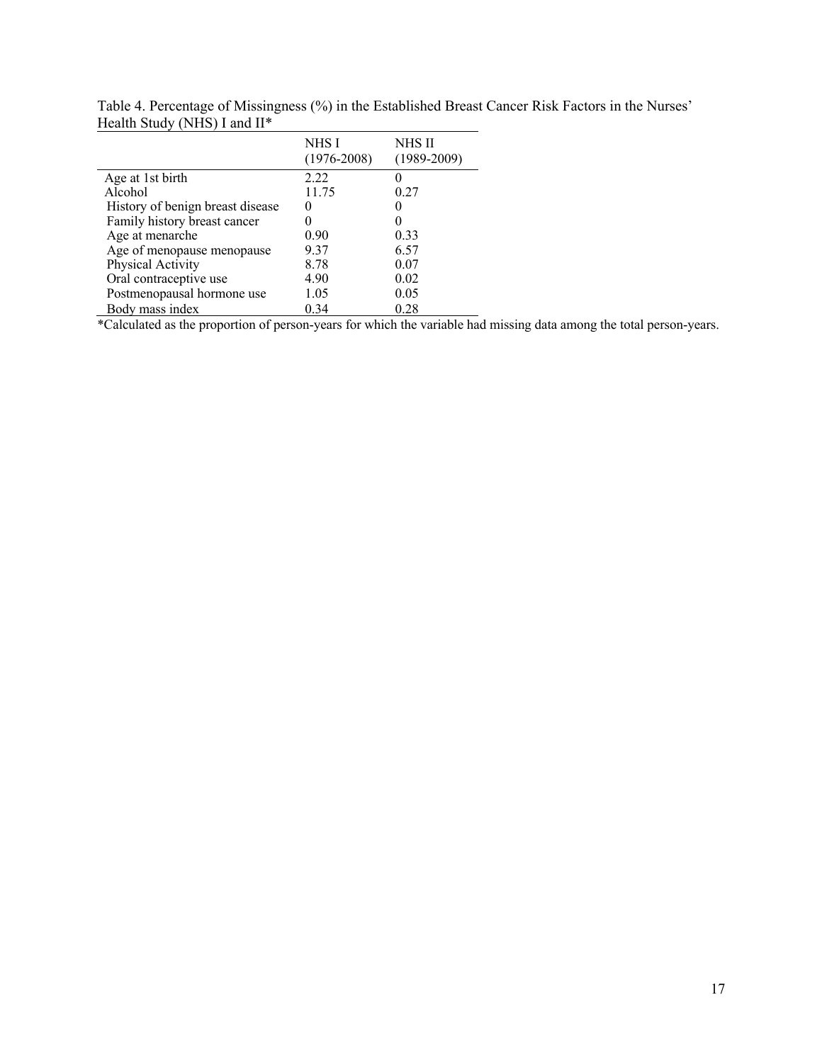Table 4. Percentage of Missingness (%) in the Established Breast Cancer Risk Factors in the Nurses' Health Study (NHS) I and II*

| | NHS I (1976-2008) | NHS II (1989-2009) |
|---|---|---|
| Age at 1st birth | 2.22 | 0 |
| Alcohol | 11.75 | 0.27 |
| History of benign breast disease | 0 | 0 |
| Family history breast cancer | 0 | 0 |
| Age at menarche | 0.90 | 0.33 |
| Age of menopause menopause | 9.37 | 6.57 |
| Physical Activity | 8.78 | 0.07 |
| Oral contraceptive use | 4.90 | 0.02 |
| Postmenopausal hormone use | 1.05 | 0.05 |
| Body mass index | 0.34 | 0.28 |

*Calculated as the proportion of person-years for which the variable had missing data among the total person-years.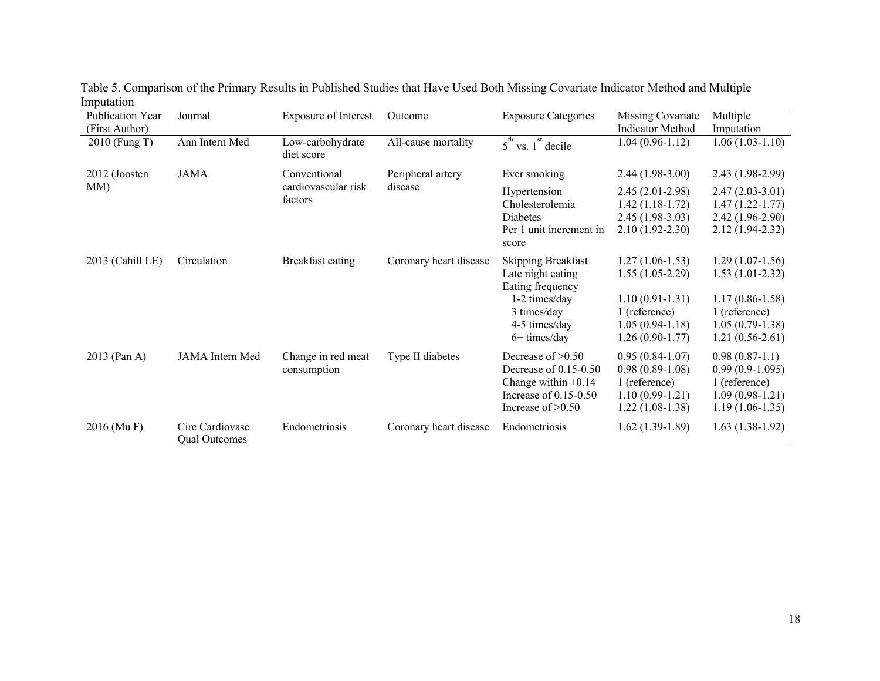Table 5. Comparison of the Primary Results in Published Studies that Have Used Both Missing Covariate Indicator Method and Multiple Imputation

| Publication Year (First Author) | Journal | Exposure of Interest | Outcome | Exposure Categories | Missing Covariate Indicator Method | Multiple Imputation |
|---|---|---|---|---|---|---|
| 2010 (Fung T) | Ann Intern Med | Low-carbohydrate diet score | All-cause mortality | $5^{th}$ vs. $1^{st}$ decile | 1.04 (0.96-1.12) | 1.06 (1.03-1.10) |
| 2012 (Joosten MM) | JAMA | Conventional cardiovascular risk factors | Peripheral artery disease | Ever smoking | 2.44 (1.98-3.00) | 2.43 (1.98-2.99) |
| | | | | Hypertension | 2.45 (2.01-2.98) | 2.47 (2.03-3.01) |
| | | | | Cholesterolemia | 1.42 (1.18-1.72) | 1.47 (1.22-1.77) |
| | | | | Diabetes | 2.45 (1.98-3.03) | 2.42 (1.96-2.90) |
| | | | | Per 1 unit increment in score | 2.10 (1.92-2.30) | 2.12 (1.94-2.32) |
| 2013 (Cahill LE) | Circulation | Breakfast eating | Coronary heart disease | Skipping Breakfast | 1.27 (1.06-1.53) | 1.29 (1.07-1.56) |
| | | | | Late night eating | 1.55 (1.05-2.29) | 1.53 (1.01-2.32) |
| | | | | Eating frequency | | |
| | | | | 1-2 times/day | 1.10 (0.91-1.31) | 1.17 (0.86-1.58) |
| | | | | 3 times/day | 1 (reference) | 1 (reference) |
| | | | | 4-5 times/day | 1.05 (0.94-1.18) | 1.05 (0.79-1.38) |
| | | | | 6+ times/day | 1.26 (0.90-1.77) | 1.21 (0.56-2.61) |
| 2013 (Pan A) | JAMA Intern Med | Change in red meat consumption | Type II diabetes | Decrease of >0.50 | 0.95 (0.84-1.07) | 0.98 (0.87-1.1) |
| | | | | Decrease of 0.15-0.50 | 0.98 (0.89-1.08) | 0.99 (0.9-1.095) |
| | | | | Change within ±0.14 | 1 (reference) | 1 (reference) |
| | | | | Increase of 0.15-0.50 | 1.10 (0.99-1.21) | 1.09 (0.98-1.21) |
| | | | | Increase of >0.50 | 1.22 (1.08-1.38) | 1.19 (1.06-1.35) |
| 2016 (Mu F) | Circ Cardiovasc Qual Outcomes | Endometriosis | Coronary heart disease | Endometriosis | 1.62 (1.39-1.89) | 1.63 (1.38-1.92) |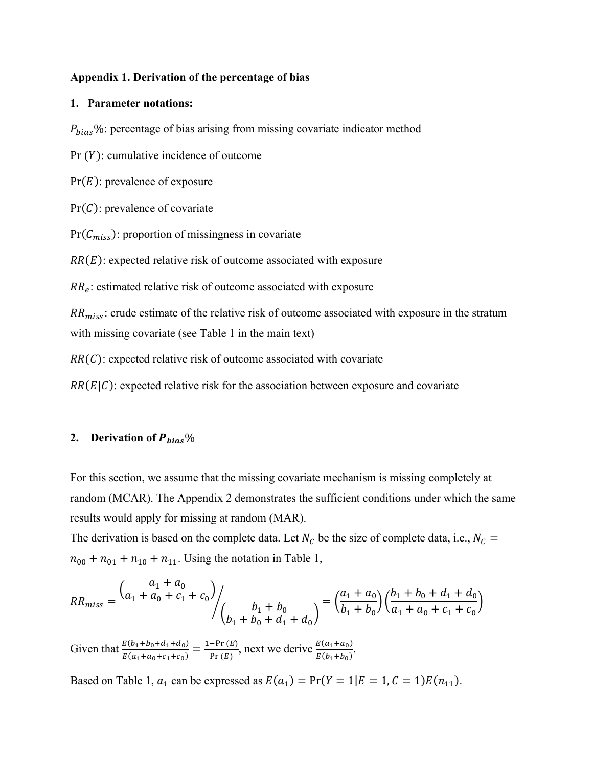**Appendix 1. Derivation of the percentage of bias**

**1. Parameter notations:**

$P_{bias}\%$: percentage of bias arising from missing covariate indicator method

$\Pr(Y)$: cumulative incidence of outcome

$\Pr(E)$: prevalence of exposure

$\Pr(C)$: prevalence of covariate

$\Pr(C_{miss})$: proportion of missingness in covariate

$RR(E)$: expected relative risk of outcome associated with exposure

$RR_e$: estimated relative risk of outcome associated with exposure

$RR_{miss}$: crude estimate of the relative risk of outcome associated with exposure in the stratum with missing covariate (see Table 1 in the main text)

$RR(C)$: expected relative risk of outcome associated with covariate

$RR(E|C)$: expected relative risk for the association between exposure and covariate

**2. Derivation of $P_{bias}\%$**

For this section, we assume that the missing covariate mechanism is missing completely at random (MCAR). The Appendix 2 demonstrates the sufficient conditions under which the same results would apply for missing at random (MAR).

The derivation is based on the complete data. Let $N_C$ be the size of complete data, i.e., $N_C = n_{00} + n_{01} + n_{10} + n_{11}$. Using the notation in Table 1,

$$RR_{miss} = \left(\frac{a_1 + a_0}{a_1 + a_0 + c_1 + c_0}\right) \Bigg/ \left(\frac{b_1 + b_0}{b_1 + b_0 + d_1 + d_0}\right) = \left(\frac{a_1 + a_0}{b_1 + b_0}\right)\left(\frac{b_1 + b_0 + d_1 + d_0}{a_1 + a_0 + c_1 + c_0}\right)$$

Given that $\frac{E(b_1+b_0+d_1+d_0)}{E(a_1+a_0+c_1+c_0)} = \frac{1-\Pr(E)}{\Pr(E)}$, next we derive $\frac{E(a_1+a_0)}{E(b_1+b_0)}$.

Based on Table 1, $a_1$ can be expressed as $E(a_1) = \Pr(Y=1|E=1, C=1)E(n_{11})$.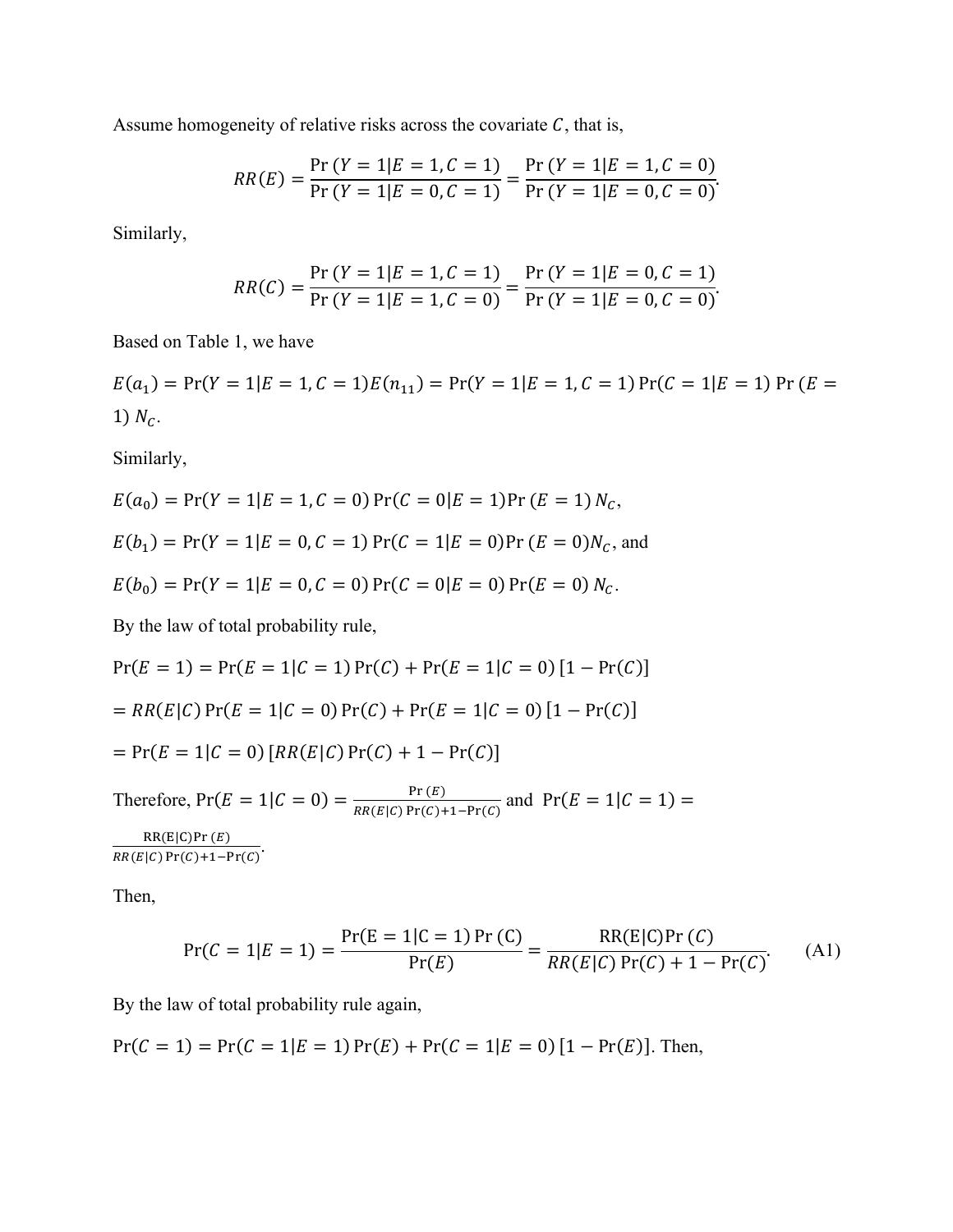Assume homogeneity of relative risks across the covariate $C$, that is,

$$RR(E) = \frac{\Pr(Y = 1|E = 1, C = 1)}{\Pr(Y = 1|E = 0, C = 1)} = \frac{\Pr(Y = 1|E = 1, C = 0)}{\Pr(Y = 1|E = 0, C = 0)}.$$

Similarly,

$$RR(C) = \frac{\Pr(Y = 1|E = 1, C = 1)}{\Pr(Y = 1|E = 1, C = 0)} = \frac{\Pr(Y = 1|E = 0, C = 1)}{\Pr(Y = 1|E = 0, C = 0)}.$$

Based on Table 1, we have

$E(a_1) = \Pr(Y = 1|E = 1, C = 1)E(n_{11}) = \Pr(Y = 1|E = 1, C = 1)\Pr(C = 1|E = 1)\Pr(E = 1)\,N_C$.

Similarly,

$E(a_0) = \Pr(Y = 1|E = 1, C = 0)\Pr(C = 0|E = 1)\Pr(E = 1)\,N_C$,

$E(b_1) = \Pr(Y = 1|E = 0, C = 1)\Pr(C = 1|E = 0)\Pr(E = 0)N_C$, and

$E(b_0) = \Pr(Y = 1|E = 0, C = 0)\Pr(C = 0|E = 0)\Pr(E = 0)\,N_C$.

By the law of total probability rule,

$\Pr(E = 1) = \Pr(E = 1|C = 1)\Pr(C) + \Pr(E = 1|C = 0)\,[1 - \Pr(C)]$

$= RR(E|C)\Pr(E = 1|C = 0)\Pr(C) + \Pr(E = 1|C = 0)\,[1 - \Pr(C)]$

$= \Pr(E = 1|C = 0)\,[RR(E|C)\Pr(C) + 1 - \Pr(C)]$

Therefore, $\Pr(E = 1|C = 0) = \frac{\Pr(E)}{RR(E|C)\Pr(C)+1-\Pr(C)}$ and $\Pr(E = 1|C = 1) = \frac{RR(E|C)\Pr(E)}{RR(E|C)\Pr(C)+1-\Pr(C)}$.

Then,

$$\Pr(C = 1|E = 1) = \frac{\Pr(E = 1|C = 1)\Pr(C)}{\Pr(E)} = \frac{RR(E|C)\Pr(C)}{RR(E|C)\Pr(C) + 1 - \Pr(C)}. \qquad \text{(A1)}$$

By the law of total probability rule again,

$\Pr(C = 1) = \Pr(C = 1|E = 1)\Pr(E) + \Pr(C = 1|E = 0)\,[1 - \Pr(E)]$. Then,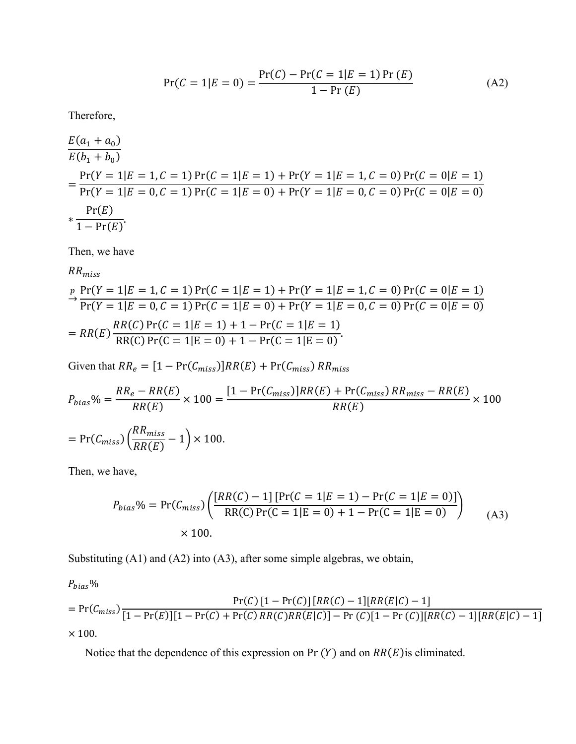$$\Pr(C = 1|E = 0) = \frac{\Pr(C) - \Pr(C = 1|E = 1)\Pr(E)}{1 - \Pr(E)} \tag{A2}$$

Therefore,

$$\frac{E(a_1 + a_0)}{E(b_1 + b_0)}$$
$$= \frac{\Pr(Y = 1|E = 1, C = 1)\Pr(C = 1|E = 1) + \Pr(Y = 1|E = 1, C = 0)\Pr(C = 0|E = 1)}{\Pr(Y = 1|E = 0, C = 1)\Pr(C = 1|E = 0) + \Pr(Y = 1|E = 0, C = 0)\Pr(C = 0|E = 0)}$$
$$* \frac{\Pr(E)}{1 - \Pr(E)}.$$

Then, we have

$RR_{miss}$

$$\xrightarrow{p} \frac{\Pr(Y = 1|E = 1, C = 1)\Pr(C = 1|E = 1) + \Pr(Y = 1|E = 1, C = 0)\Pr(C = 0|E = 1)}{\Pr(Y = 1|E = 0, C = 1)\Pr(C = 1|E = 0) + \Pr(Y = 1|E = 0, C = 0)\Pr(C = 0|E = 0)}$$
$$= RR(E)\frac{RR(C)\Pr(C = 1|E = 1) + 1 - \Pr(C = 1|E = 1)}{RR(C)\Pr(C = 1|E = 0) + 1 - \Pr(C = 1|E = 0)}.$$

Given that $RR_e = [1 - \Pr(C_{miss})]RR(E) + \Pr(C_{miss})\, RR_{miss}$

$$P_{bias}\% = \frac{RR_e - RR(E)}{RR(E)} \times 100 = \frac{[1 - \Pr(C_{miss})]RR(E) + \Pr(C_{miss})\, RR_{miss} - RR(E)}{RR(E)} \times 100$$

$$= \Pr(C_{miss})\left(\frac{RR_{miss}}{RR(E)} - 1\right) \times 100.$$

Then, we have,

$$P_{bias}\% = \Pr(C_{miss})\left(\frac{[RR(C) - 1]\,[\Pr(C = 1|E = 1) - \Pr(C = 1|E = 0)]}{RR(C)\Pr(C = 1|E = 0) + 1 - \Pr(C = 1|E = 0)}\right) \times 100. \tag{A3}$$

Substituting (A1) and (A2) into (A3), after some simple algebras, we obtain,

$P_{bias}\%$

$$= \Pr(C_{miss})\frac{\Pr(C)\,[1 - \Pr(C)]\,[RR(C) - 1][RR(E|C) - 1]}{[1 - \Pr(E)][1 - \Pr(C) + \Pr(C)\,RR(C)RR(E|C)] - \Pr(C)[1 - \Pr(C)][RR(C) - 1][RR(E|C) - 1]}$$
$$\times 100.$$

Notice that the dependence of this expression on $\Pr(Y)$ and on $RR(E)$ is eliminated.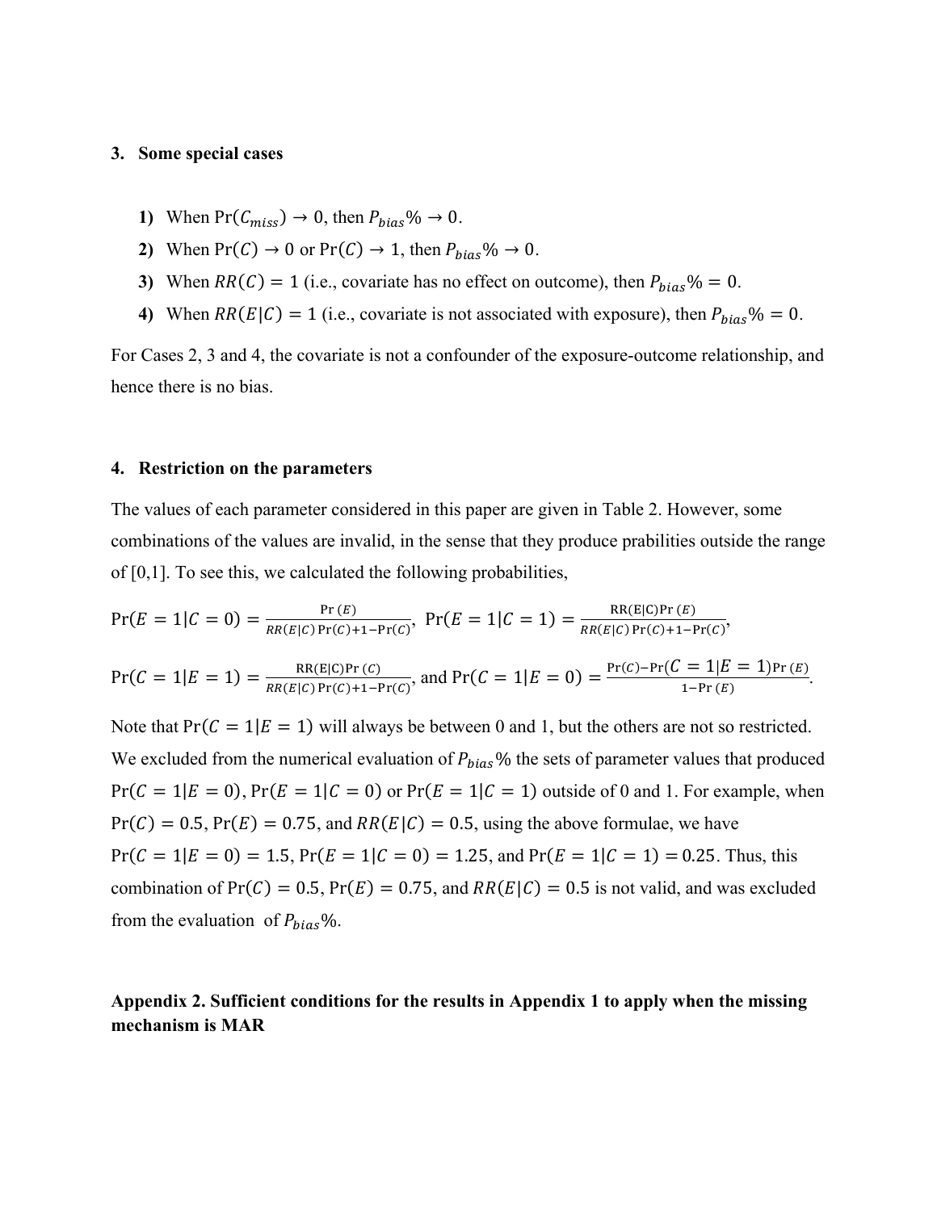**3. Some special cases**

1) When $\Pr(C_{miss}) \to 0$, then $P_{bias}\% \to 0$.
2) When $\Pr(C) \to 0$ or $\Pr(C) \to 1$, then $P_{bias}\% \to 0$.
3) When $RR(C) = 1$ (i.e., covariate has no effect on outcome), then $P_{bias}\% = 0$.
4) When $RR(E|C) = 1$ (i.e., covariate is not associated with exposure), then $P_{bias}\% = 0$.

For Cases 2, 3 and 4, the covariate is not a confounder of the exposure-outcome relationship, and hence there is no bias.

**4. Restriction on the parameters**

The values of each parameter considered in this paper are given in Table 2. However, some combinations of the values are invalid, in the sense that they produce prabilities outside the range of [0,1]. To see this, we calculated the following probabilities,

$\Pr(E = 1|C = 0) = \frac{\Pr(E)}{RR(E|C)\Pr(C)+1-\Pr(C)}$, $\Pr(E = 1|C = 1) = \frac{RR(E|C)\Pr(E)}{RR(E|C)\Pr(C)+1-\Pr(C)}$,

$\Pr(C = 1|E = 1) = \frac{RR(E|C)\Pr(C)}{RR(E|C)\Pr(C)+1-\Pr(C)}$, and $\Pr(C = 1|E = 0) = \frac{\Pr(C)-\Pr(C = 1|E = 1)\Pr(E)}{1-\Pr(E)}$.

Note that $\Pr(C = 1|E = 1)$ will always be between 0 and 1, but the others are not so restricted. We excluded from the numerical evaluation of $P_{bias}\%$ the sets of parameter values that produced $\Pr(C = 1|E = 0)$, $\Pr(E = 1|C = 0)$ or $\Pr(E = 1|C = 1)$ outside of 0 and 1. For example, when $\Pr(C) = 0.5$, $\Pr(E) = 0.75$, and $RR(E|C) = 0.5$, using the above formulae, we have $\Pr(C = 1|E = 0) = 1.5$, $\Pr(E = 1|C = 0) = 1.25$, and $\Pr(E = 1|C = 1) = 0.25$. Thus, this combination of $\Pr(C) = 0.5$, $\Pr(E) = 0.75$, and $RR(E|C) = 0.5$ is not valid, and was excluded from the evaluation of $P_{bias}\%$.

**Appendix 2. Sufficient conditions for the results in Appendix 1 to apply when the missing mechanism is MAR**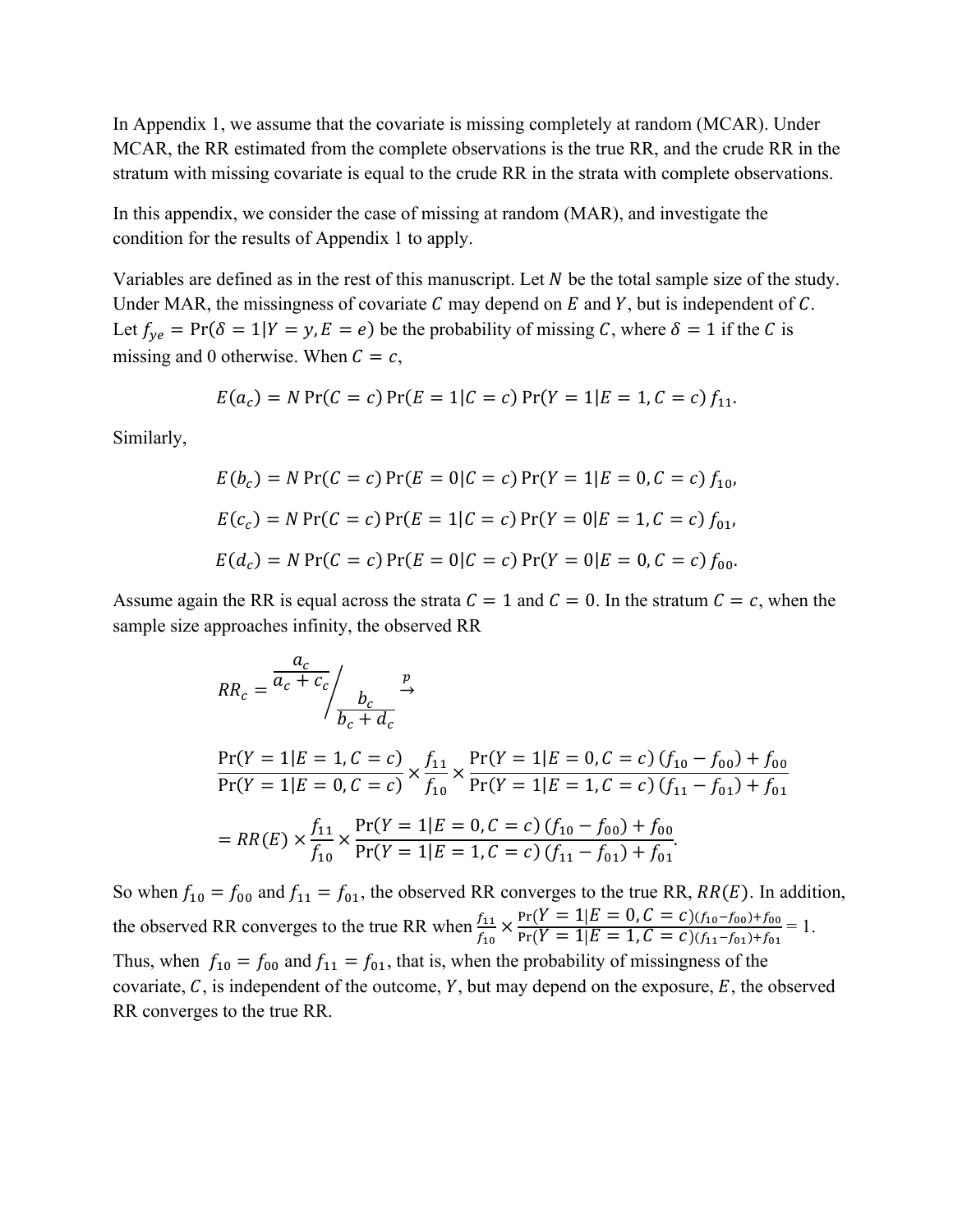In Appendix 1, we assume that the covariate is missing completely at random (MCAR). Under MCAR, the RR estimated from the complete observations is the true RR, and the crude RR in the stratum with missing covariate is equal to the crude RR in the strata with complete observations.

In this appendix, we consider the case of missing at random (MAR), and investigate the condition for the results of Appendix 1 to apply.

Variables are defined as in the rest of this manuscript. Let $N$ be the total sample size of the study. Under MAR, the missingness of covariate $C$ may depend on $E$ and $Y$, but is independent of $C$. Let $f_{ye} = \Pr(\delta = 1|Y = y, E = e)$ be the probability of missing $C$, where $\delta = 1$ if the $C$ is missing and 0 otherwise. When $C = c$,

$$E(a_c) = N \Pr(C = c) \Pr(E = 1|C = c) \Pr(Y = 1|E = 1, C = c) f_{11}.$$

Similarly,

$$E(b_c) = N \Pr(C = c) \Pr(E = 0|C = c) \Pr(Y = 1|E = 0, C = c) f_{10},$$

$$E(c_c) = N \Pr(C = c) \Pr(E = 1|C = c) \Pr(Y = 0|E = 1, C = c) f_{01},$$

$$E(d_c) = N \Pr(C = c) \Pr(E = 0|C = c) \Pr(Y = 0|E = 0, C = c) f_{00}.$$

Assume again the RR is equal across the strata $C = 1$ and $C = 0$. In the stratum $C = c$, when the sample size approaches infinity, the observed RR

$$RR_c = \frac{a_c}{a_c + c_c} \Big/ \frac{b_c}{b_c + d_c} \xrightarrow{p}$$

$$\frac{\Pr(Y = 1|E = 1, C = c)}{\Pr(Y = 1|E = 0, C = c)} \times \frac{f_{11}}{f_{10}} \times \frac{\Pr(Y = 1|E = 0, C = c)\,(f_{10} - f_{00}) + f_{00}}{\Pr(Y = 1|E = 1, C = c)\,(f_{11} - f_{01}) + f_{01}}$$

$$= RR(E) \times \frac{f_{11}}{f_{10}} \times \frac{\Pr(Y = 1|E = 0, C = c)\,(f_{10} - f_{00}) + f_{00}}{\Pr(Y = 1|E = 1, C = c)\,(f_{11} - f_{01}) + f_{01}}.$$

So when $f_{10} = f_{00}$ and $f_{11} = f_{01}$, the observed RR converges to the true RR, $RR(E)$. In addition, the observed RR converges to the true RR when $\frac{f_{11}}{f_{10}} \times \frac{\Pr(Y = 1|E = 0, C = c)(f_{10} - f_{00}) + f_{00}}{\Pr(Y = 1|E = 1, C = c)(f_{11} - f_{01}) + f_{01}} = 1$. Thus, when $f_{10} = f_{00}$ and $f_{11} = f_{01}$, that is, when the probability of missingness of the covariate, $C$, is independent of the outcome, $Y$, but may depend on the exposure, $E$, the observed RR converges to the true RR.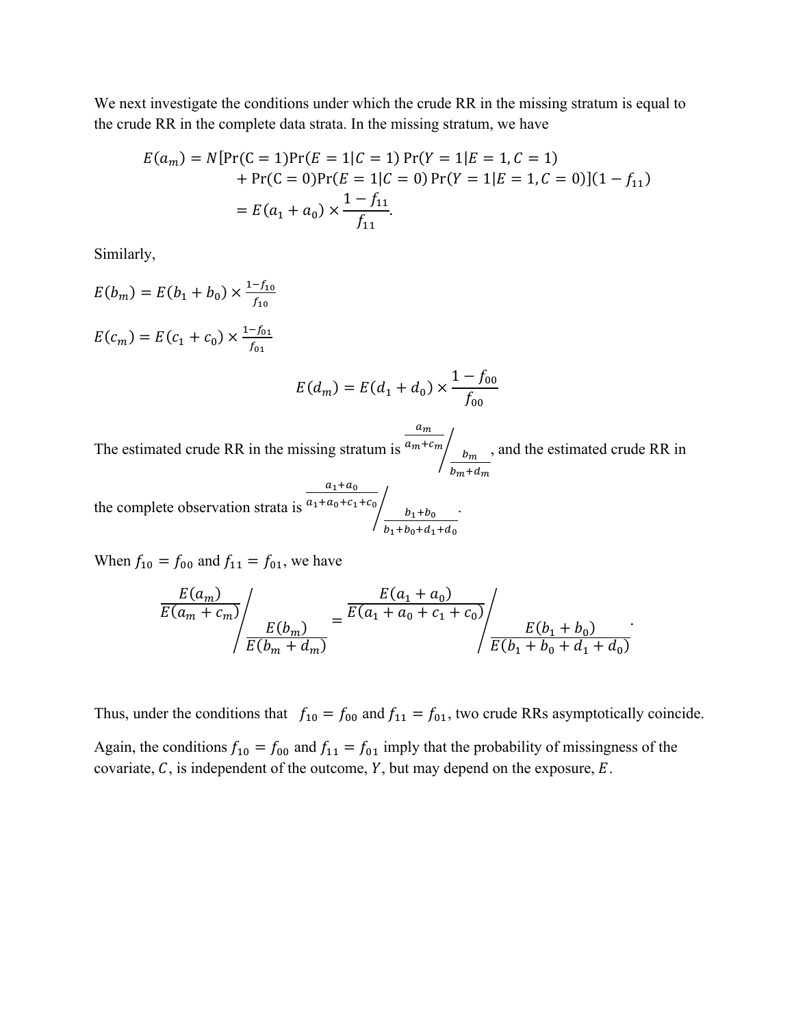We next investigate the conditions under which the crude RR in the missing stratum is equal to the crude RR in the complete data strata. In the missing stratum, we have

$$
\begin{aligned}
E(a_m) = N[&\Pr(C=1)\Pr(E=1|C=1)\Pr(Y=1|E=1,C=1) \\
&+ \Pr(C=0)\Pr(E=1|C=0)\Pr(Y=1|E=1,C=0)](1-f_{11}) \\
= E&(a_1 + a_0) \times \frac{1-f_{11}}{f_{11}}.
\end{aligned}
$$

Similarly,

$$E(b_m) = E(b_1 + b_0) \times \frac{1-f_{10}}{f_{10}}$$

$$E(c_m) = E(c_1 + c_0) \times \frac{1-f_{01}}{f_{01}}$$

$$E(d_m) = E(d_1 + d_0) \times \frac{1-f_{00}}{f_{00}}$$

The estimated crude RR in the missing stratum is $\frac{a_m}{a_m+c_m} \Big/ \frac{b_m}{b_m+d_m}$, and the estimated crude RR in the complete observation strata is $\frac{a_1+a_0}{a_1+a_0+c_1+c_0} \Big/ \frac{b_1+b_0}{b_1+b_0+d_1+d_0}$.

When $f_{10} = f_{00}$ and $f_{11} = f_{01}$, we have

$$\frac{E(a_m)}{E(a_m+c_m)} \Big/ \frac{E(b_m)}{E(b_m+d_m)} = \frac{E(a_1+a_0)}{E(a_1+a_0+c_1+c_0)} \Big/ \frac{E(b_1+b_0)}{E(b_1+b_0+d_1+d_0)}.$$

Thus, under the conditions that $f_{10} = f_{00}$ and $f_{11} = f_{01}$, two crude RRs asymptotically coincide.

Again, the conditions $f_{10} = f_{00}$ and $f_{11} = f_{01}$ imply that the probability of missingness of the covariate, $C$, is independent of the outcome, $Y$, but may depend on the exposure, $E$.